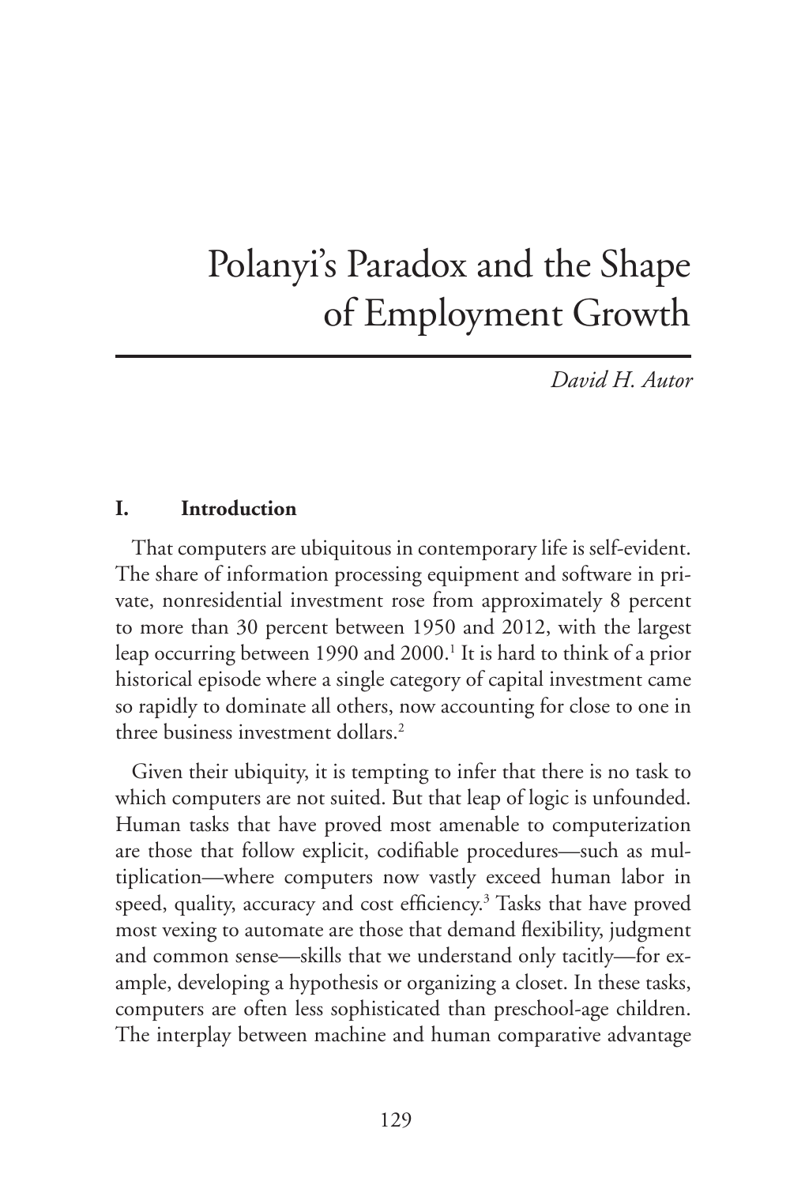# Polanyi's Paradox and the Shape of Employment Growth

*David H. Autor*

## I. Introduction

That computers are ubiquitous in contemporary life is self-evident. The share of information processing equipment and software in private, nonresidential investment rose from approximately 8 percent to more than 30 percent between 1950 and 2012, with the largest leap occurring between 1990 and 2000.[1] It is hard to think of a prior historical episode where a single category of capital investment came so rapidly to dominate all others, now accounting for close to one in three business investment dollars.[2]

Given their ubiquity, it is tempting to infer that there is no task to which computers are not suited. But that leap of logic is unfounded. Human tasks that have proved most amenable to computerization are those that follow explicit, codifiable procedures—such as multiplication—where computers now vastly exceed human labor in speed, quality, accuracy and cost efficiency.[3] Tasks that have proved most vexing to automate are those that demand flexibility, judgment and common sense—skills that we understand only tacitly—for example, developing a hypothesis or organizing a closet. In these tasks, computers are often less sophisticated than preschool-age children. The interplay between machine and human comparative advantage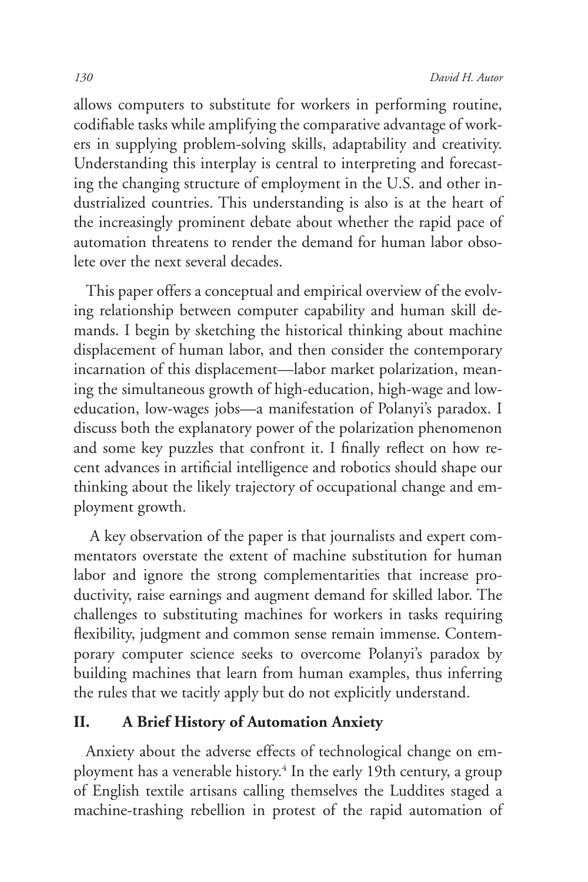allows computers to substitute for workers in performing routine, codifiable tasks while amplifying the comparative advantage of workers in supplying problem-solving skills, adaptability and creativity. Understanding this interplay is central to interpreting and forecasting the changing structure of employment in the U.S. and other industrialized countries. This understanding is also is at the heart of the increasingly prominent debate about whether the rapid pace of automation threatens to render the demand for human labor obsolete over the next several decades.

This paper offers a conceptual and empirical overview of the evolving relationship between computer capability and human skill demands. I begin by sketching the historical thinking about machine displacement of human labor, and then consider the contemporary incarnation of this displacement—labor market polarization, meaning the simultaneous growth of high-education, high-wage and low-education, low-wages jobs—a manifestation of Polanyi's paradox. I discuss both the explanatory power of the polarization phenomenon and some key puzzles that confront it. I finally reflect on how recent advances in artificial intelligence and robotics should shape our thinking about the likely trajectory of occupational change and employment growth.

A key observation of the paper is that journalists and expert commentators overstate the extent of machine substitution for human labor and ignore the strong complementarities that increase productivity, raise earnings and augment demand for skilled labor. The challenges to substituting machines for workers in tasks requiring flexibility, judgment and common sense remain immense. Contemporary computer science seeks to overcome Polanyi's paradox by building machines that learn from human examples, thus inferring the rules that we tacitly apply but do not explicitly understand.

## II. A Brief History of Automation Anxiety

Anxiety about the adverse effects of technological change on employment has a venerable history.[4] In the early 19th century, a group of English textile artisans calling themselves the Luddites staged a machine-trashing rebellion in protest of the rapid automation of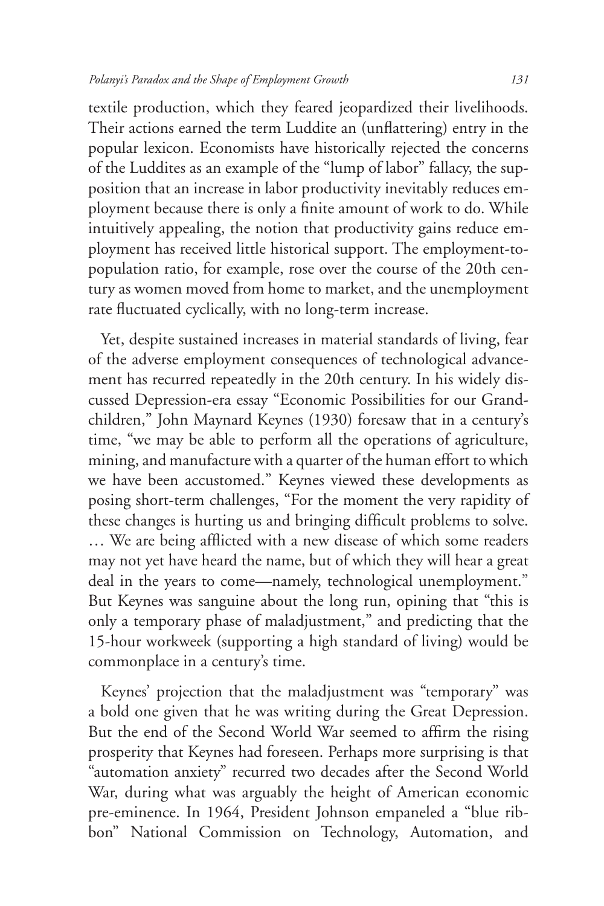textile production, which they feared jeopardized their livelihoods. Their actions earned the term Luddite an (unflattering) entry in the popular lexicon. Economists have historically rejected the concerns of the Luddites as an example of the "lump of labor" fallacy, the supposition that an increase in labor productivity inevitably reduces employment because there is only a finite amount of work to do. While intuitively appealing, the notion that productivity gains reduce employment has received little historical support. The employment-to-population ratio, for example, rose over the course of the 20th century as women moved from home to market, and the unemployment rate fluctuated cyclically, with no long-term increase.

Yet, despite sustained increases in material standards of living, fear of the adverse employment consequences of technological advancement has recurred repeatedly in the 20th century. In his widely discussed Depression-era essay "Economic Possibilities for our Grandchildren," John Maynard Keynes (1930) foresaw that in a century's time, "we may be able to perform all the operations of agriculture, mining, and manufacture with a quarter of the human effort to which we have been accustomed." Keynes viewed these developments as posing short-term challenges, "For the moment the very rapidity of these changes is hurting us and bringing difficult problems to solve. … We are being afflicted with a new disease of which some readers may not yet have heard the name, but of which they will hear a great deal in the years to come—namely, technological unemployment." But Keynes was sanguine about the long run, opining that "this is only a temporary phase of maladjustment," and predicting that the 15-hour workweek (supporting a high standard of living) would be commonplace in a century's time.

Keynes' projection that the maladjustment was "temporary" was a bold one given that he was writing during the Great Depression. But the end of the Second World War seemed to affirm the rising prosperity that Keynes had foreseen. Perhaps more surprising is that "automation anxiety" recurred two decades after the Second World War, during what was arguably the height of American economic pre-eminence. In 1964, President Johnson empaneled a "blue ribbon" National Commission on Technology, Automation, and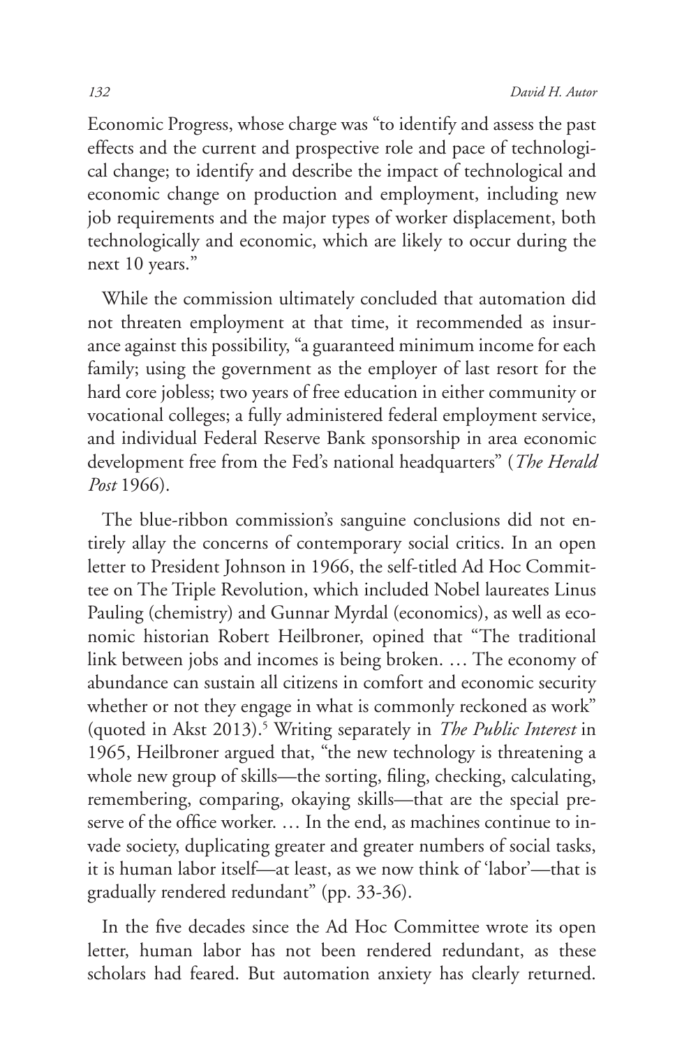Economic Progress, whose charge was "to identify and assess the past effects and the current and prospective role and pace of technological change; to identify and describe the impact of technological and economic change on production and employment, including new job requirements and the major types of worker displacement, both technologically and economic, which are likely to occur during the next 10 years."

While the commission ultimately concluded that automation did not threaten employment at that time, it recommended as insurance against this possibility, "a guaranteed minimum income for each family; using the government as the employer of last resort for the hard core jobless; two years of free education in either community or vocational colleges; a fully administered federal employment service, and individual Federal Reserve Bank sponsorship in area economic development free from the Fed's national headquarters" (*The Herald Post* 1966).

The blue-ribbon commission's sanguine conclusions did not entirely allay the concerns of contemporary social critics. In an open letter to President Johnson in 1966, the self-titled Ad Hoc Committee on The Triple Revolution, which included Nobel laureates Linus Pauling (chemistry) and Gunnar Myrdal (economics), as well as economic historian Robert Heilbroner, opined that "The traditional link between jobs and incomes is being broken. … The economy of abundance can sustain all citizens in comfort and economic security whether or not they engage in what is commonly reckoned as work" (quoted in Akst 2013).[5] Writing separately in *The Public Interest* in 1965, Heilbroner argued that, "the new technology is threatening a whole new group of skills—the sorting, filing, checking, calculating, remembering, comparing, okaying skills—that are the special preserve of the office worker. … In the end, as machines continue to invade society, duplicating greater and greater numbers of social tasks, it is human labor itself—at least, as we now think of 'labor'—that is gradually rendered redundant" (pp. 33-36).

In the five decades since the Ad Hoc Committee wrote its open letter, human labor has not been rendered redundant, as these scholars had feared. But automation anxiety has clearly returned.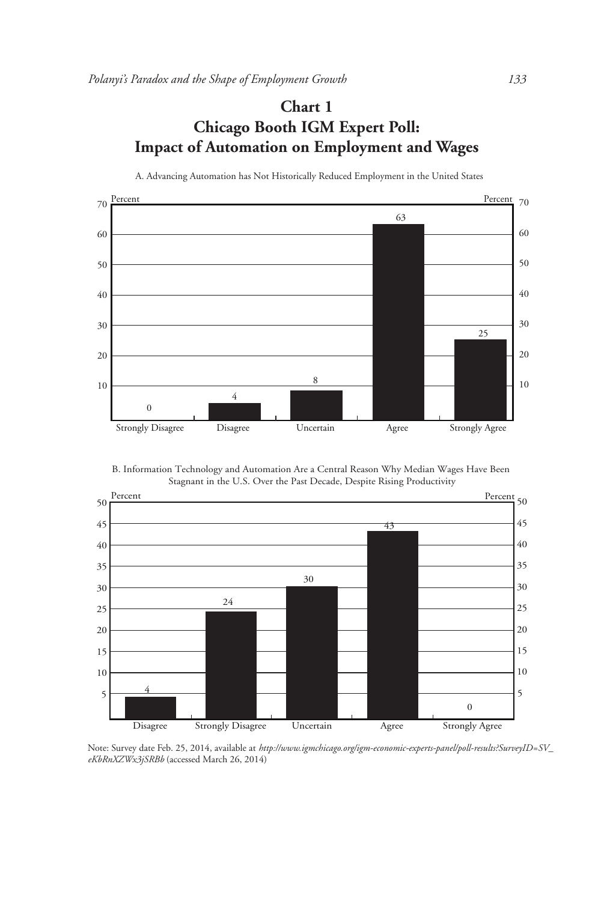## Chart 1
## Chicago Booth IGM Expert Poll: Impact of Automation on Employment and Wages

A. Advancing Automation has Not Historically Reduced Employment in the United States

| Response | Percent |
|---|---|
| Strongly Disagree | 0 |
| Disagree | 4 |
| Uncertain | 8 |
| Agree | 63 |
| Strongly Agree | 25 |

B. Information Technology and Automation Are a Central Reason Why Median Wages Have Been Stagnant in the U.S. Over the Past Decade, Despite Rising Productivity

| Response | Percent |
|---|---|
| Disagree | 4 |
| Strongly Disagree | 24 |
| Uncertain | 30 |
| Agree | 43 |
| Strongly Agree | 0 |

Note: Survey date Feb. 25, 2014, available at *http://www.igmchicago.org/igm-economic-experts-panel/poll-results?SurveyID=SV_eKbRnXZWx3jSRBb* (accessed March 26, 2014)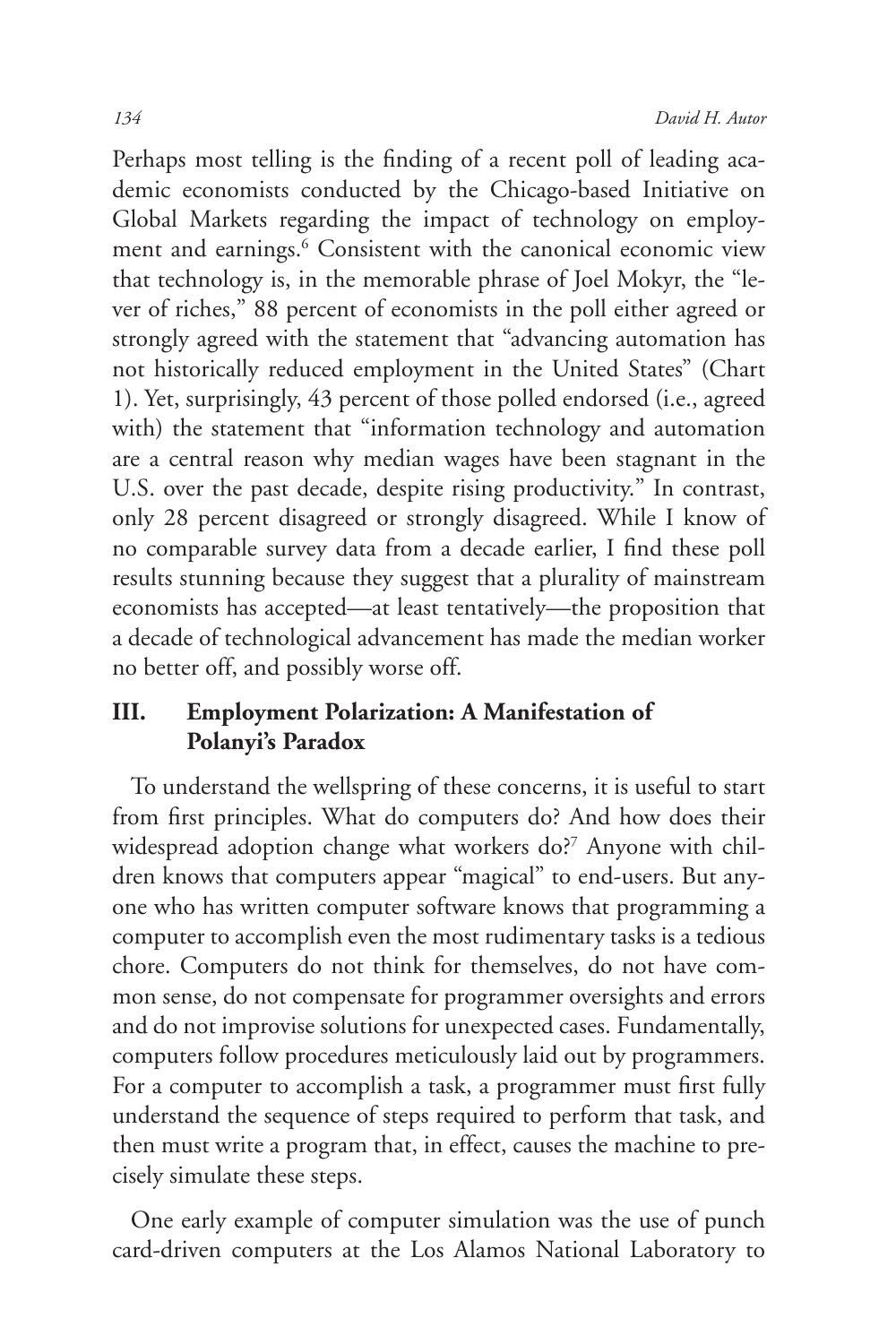Perhaps most telling is the finding of a recent poll of leading academic economists conducted by the Chicago-based Initiative on Global Markets regarding the impact of technology on employment and earnings.[6] Consistent with the canonical economic view that technology is, in the memorable phrase of Joel Mokyr, the "lever of riches," 88 percent of economists in the poll either agreed or strongly agreed with the statement that "advancing automation has not historically reduced employment in the United States" (Chart 1). Yet, surprisingly, 43 percent of those polled endorsed (i.e., agreed with) the statement that "information technology and automation are a central reason why median wages have been stagnant in the U.S. over the past decade, despite rising productivity." In contrast, only 28 percent disagreed or strongly disagreed. While I know of no comparable survey data from a decade earlier, I find these poll results stunning because they suggest that a plurality of mainstream economists has accepted—at least tentatively—the proposition that a decade of technological advancement has made the median worker no better off, and possibly worse off.

## III. Employment Polarization: A Manifestation of Polanyi's Paradox

To understand the wellspring of these concerns, it is useful to start from first principles. What do computers do? And how does their widespread adoption change what workers do?[7] Anyone with children knows that computers appear "magical" to end-users. But anyone who has written computer software knows that programming a computer to accomplish even the most rudimentary tasks is a tedious chore. Computers do not think for themselves, do not have common sense, do not compensate for programmer oversights and errors and do not improvise solutions for unexpected cases. Fundamentally, computers follow procedures meticulously laid out by programmers. For a computer to accomplish a task, a programmer must first fully understand the sequence of steps required to perform that task, and then must write a program that, in effect, causes the machine to precisely simulate these steps.

One early example of computer simulation was the use of punch card-driven computers at the Los Alamos National Laboratory to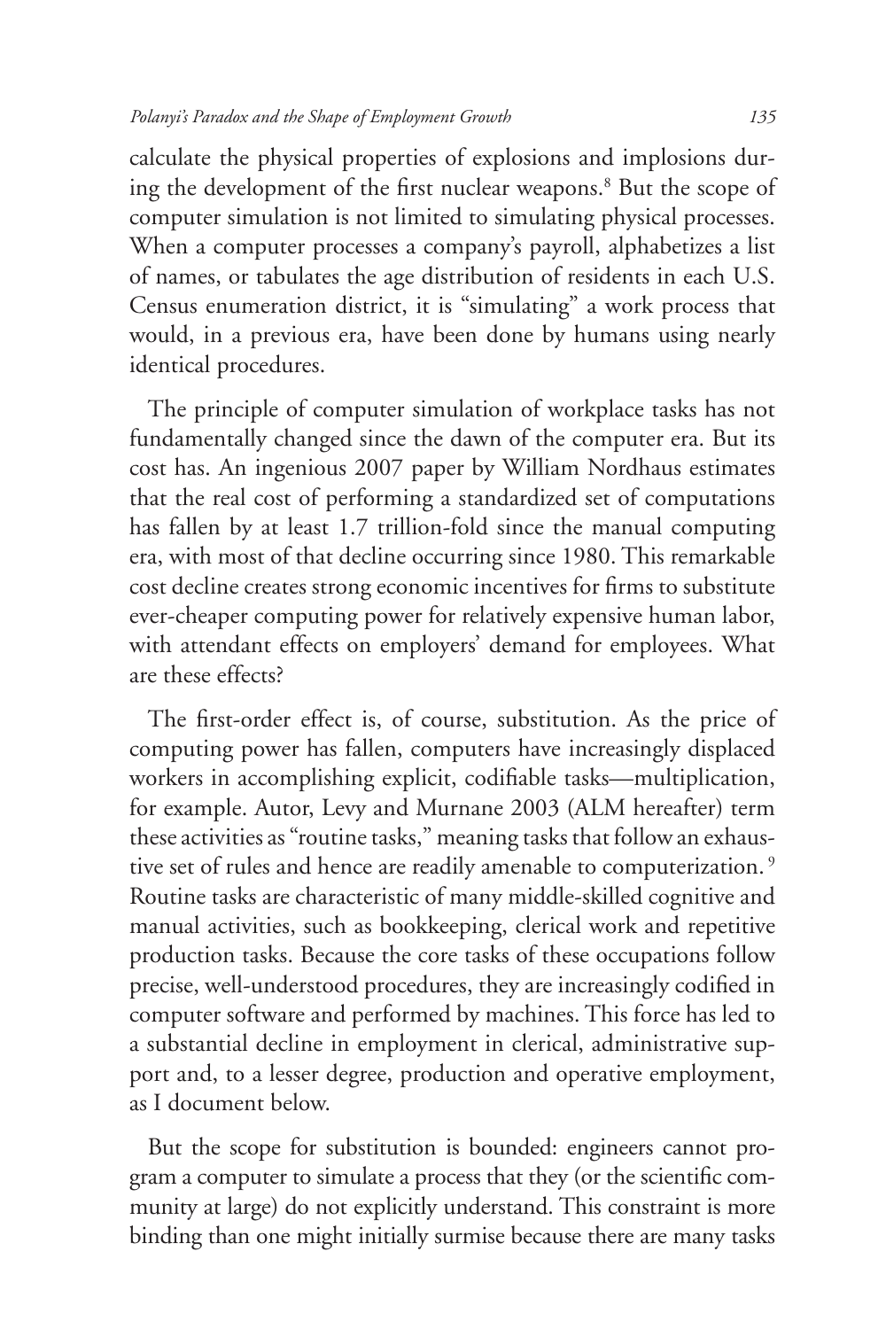calculate the physical properties of explosions and implosions during the development of the first nuclear weapons.[8] But the scope of computer simulation is not limited to simulating physical processes. When a computer processes a company's payroll, alphabetizes a list of names, or tabulates the age distribution of residents in each U.S. Census enumeration district, it is "simulating" a work process that would, in a previous era, have been done by humans using nearly identical procedures.

The principle of computer simulation of workplace tasks has not fundamentally changed since the dawn of the computer era. But its cost has. An ingenious 2007 paper by William Nordhaus estimates that the real cost of performing a standardized set of computations has fallen by at least 1.7 trillion-fold since the manual computing era, with most of that decline occurring since 1980. This remarkable cost decline creates strong economic incentives for firms to substitute ever-cheaper computing power for relatively expensive human labor, with attendant effects on employers' demand for employees. What are these effects?

The first-order effect is, of course, substitution. As the price of computing power has fallen, computers have increasingly displaced workers in accomplishing explicit, codifiable tasks—multiplication, for example. Autor, Levy and Murnane 2003 (ALM hereafter) term these activities as "routine tasks," meaning tasks that follow an exhaustive set of rules and hence are readily amenable to computerization.[9] Routine tasks are characteristic of many middle-skilled cognitive and manual activities, such as bookkeeping, clerical work and repetitive production tasks. Because the core tasks of these occupations follow precise, well-understood procedures, they are increasingly codified in computer software and performed by machines. This force has led to a substantial decline in employment in clerical, administrative support and, to a lesser degree, production and operative employment, as I document below.

But the scope for substitution is bounded: engineers cannot program a computer to simulate a process that they (or the scientific community at large) do not explicitly understand. This constraint is more binding than one might initially surmise because there are many tasks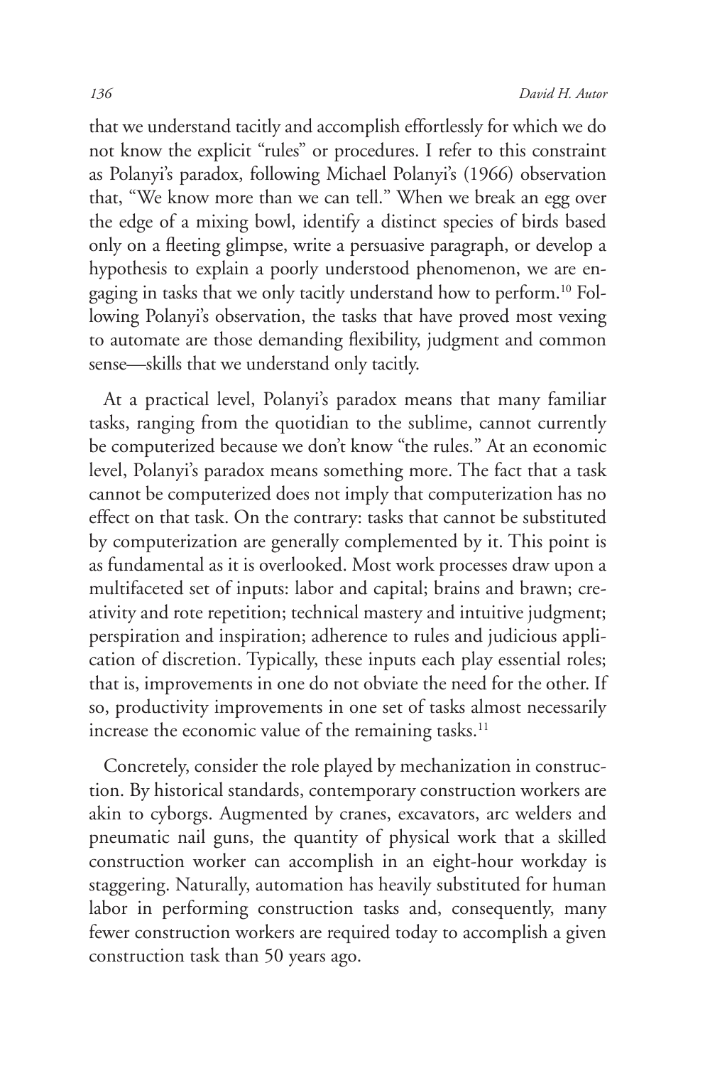that we understand tacitly and accomplish effortlessly for which we do not know the explicit "rules" or procedures. I refer to this constraint as Polanyi's paradox, following Michael Polanyi's (1966) observation that, "We know more than we can tell." When we break an egg over the edge of a mixing bowl, identify a distinct species of birds based only on a fleeting glimpse, write a persuasive paragraph, or develop a hypothesis to explain a poorly understood phenomenon, we are engaging in tasks that we only tacitly understand how to perform.[10] Following Polanyi's observation, the tasks that have proved most vexing to automate are those demanding flexibility, judgment and common sense—skills that we understand only tacitly.

At a practical level, Polanyi's paradox means that many familiar tasks, ranging from the quotidian to the sublime, cannot currently be computerized because we don't know "the rules." At an economic level, Polanyi's paradox means something more. The fact that a task cannot be computerized does not imply that computerization has no effect on that task. On the contrary: tasks that cannot be substituted by computerization are generally complemented by it. This point is as fundamental as it is overlooked. Most work processes draw upon a multifaceted set of inputs: labor and capital; brains and brawn; creativity and rote repetition; technical mastery and intuitive judgment; perspiration and inspiration; adherence to rules and judicious application of discretion. Typically, these inputs each play essential roles; that is, improvements in one do not obviate the need for the other. If so, productivity improvements in one set of tasks almost necessarily increase the economic value of the remaining tasks.[11]

Concretely, consider the role played by mechanization in construction. By historical standards, contemporary construction workers are akin to cyborgs. Augmented by cranes, excavators, arc welders and pneumatic nail guns, the quantity of physical work that a skilled construction worker can accomplish in an eight-hour workday is staggering. Naturally, automation has heavily substituted for human labor in performing construction tasks and, consequently, many fewer construction workers are required today to accomplish a given construction task than 50 years ago.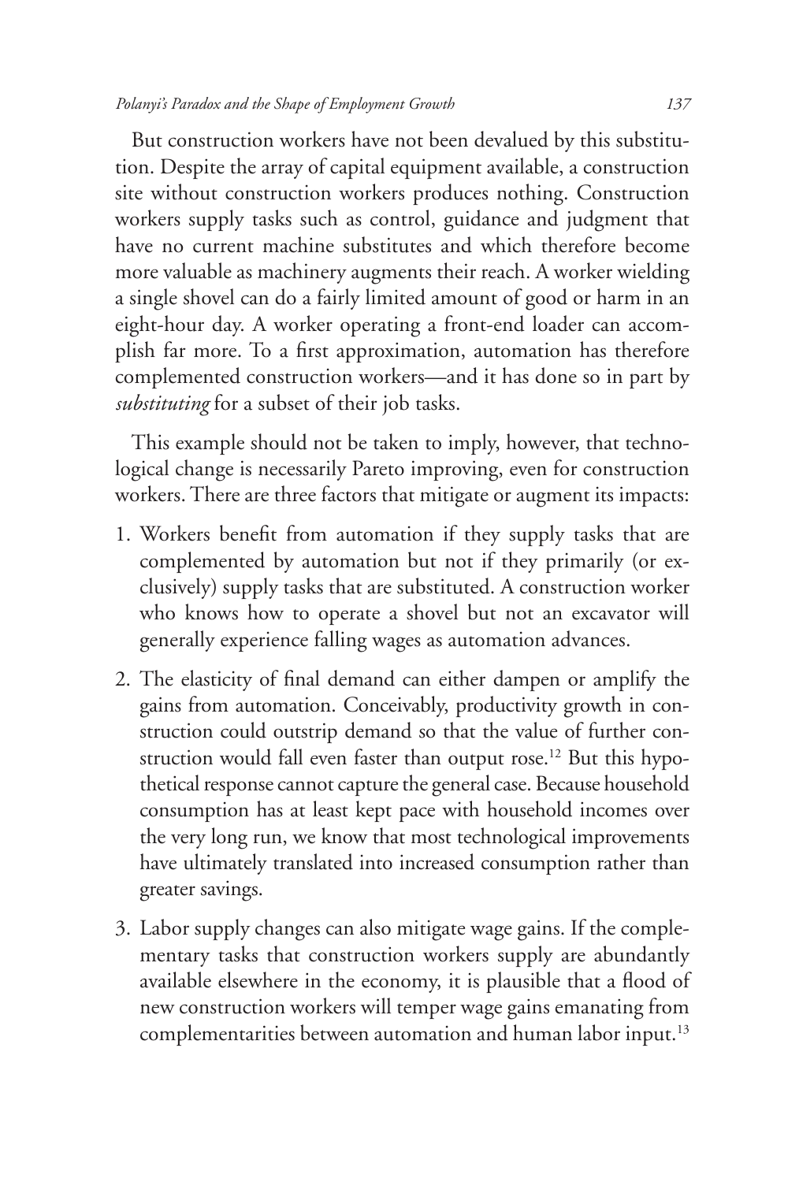But construction workers have not been devalued by this substitution. Despite the array of capital equipment available, a construction site without construction workers produces nothing. Construction workers supply tasks such as control, guidance and judgment that have no current machine substitutes and which therefore become more valuable as machinery augments their reach. A worker wielding a single shovel can do a fairly limited amount of good or harm in an eight-hour day. A worker operating a front-end loader can accomplish far more. To a first approximation, automation has therefore complemented construction workers—and it has done so in part by *substituting* for a subset of their job tasks.

This example should not be taken to imply, however, that technological change is necessarily Pareto improving, even for construction workers. There are three factors that mitigate or augment its impacts:

1. Workers benefit from automation if they supply tasks that are complemented by automation but not if they primarily (or exclusively) supply tasks that are substituted. A construction worker who knows how to operate a shovel but not an excavator will generally experience falling wages as automation advances.

2. The elasticity of final demand can either dampen or amplify the gains from automation. Conceivably, productivity growth in construction could outstrip demand so that the value of further construction would fall even faster than output rose.[12] But this hypothetical response cannot capture the general case. Because household consumption has at least kept pace with household incomes over the very long run, we know that most technological improvements have ultimately translated into increased consumption rather than greater savings.

3. Labor supply changes can also mitigate wage gains. If the complementary tasks that construction workers supply are abundantly available elsewhere in the economy, it is plausible that a flood of new construction workers will temper wage gains emanating from complementarities between automation and human labor input.[13]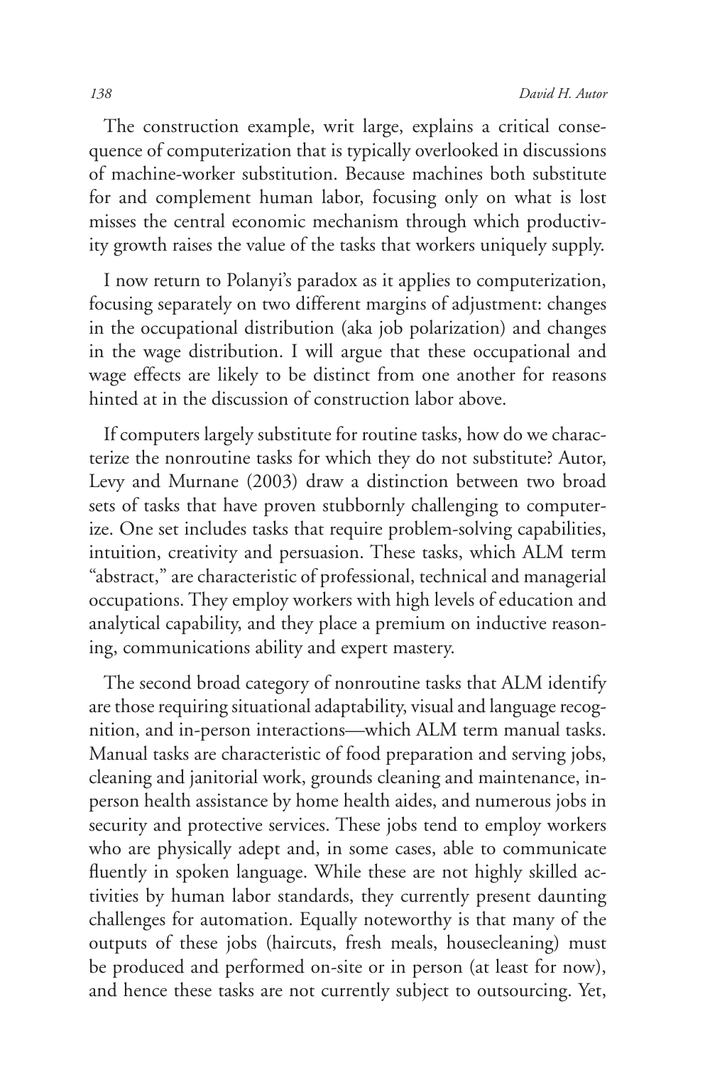The construction example, writ large, explains a critical consequence of computerization that is typically overlooked in discussions of machine-worker substitution. Because machines both substitute for and complement human labor, focusing only on what is lost misses the central economic mechanism through which productivity growth raises the value of the tasks that workers uniquely supply.

I now return to Polanyi's paradox as it applies to computerization, focusing separately on two different margins of adjustment: changes in the occupational distribution (aka job polarization) and changes in the wage distribution. I will argue that these occupational and wage effects are likely to be distinct from one another for reasons hinted at in the discussion of construction labor above.

If computers largely substitute for routine tasks, how do we characterize the nonroutine tasks for which they do not substitute? Autor, Levy and Murnane (2003) draw a distinction between two broad sets of tasks that have proven stubbornly challenging to computerize. One set includes tasks that require problem-solving capabilities, intuition, creativity and persuasion. These tasks, which ALM term "abstract," are characteristic of professional, technical and managerial occupations. They employ workers with high levels of education and analytical capability, and they place a premium on inductive reasoning, communications ability and expert mastery.

The second broad category of nonroutine tasks that ALM identify are those requiring situational adaptability, visual and language recognition, and in-person interactions—which ALM term manual tasks. Manual tasks are characteristic of food preparation and serving jobs, cleaning and janitorial work, grounds cleaning and maintenance, in-person health assistance by home health aides, and numerous jobs in security and protective services. These jobs tend to employ workers who are physically adept and, in some cases, able to communicate fluently in spoken language. While these are not highly skilled activities by human labor standards, they currently present daunting challenges for automation. Equally noteworthy is that many of the outputs of these jobs (haircuts, fresh meals, housecleaning) must be produced and performed on-site or in person (at least for now), and hence these tasks are not currently subject to outsourcing. Yet,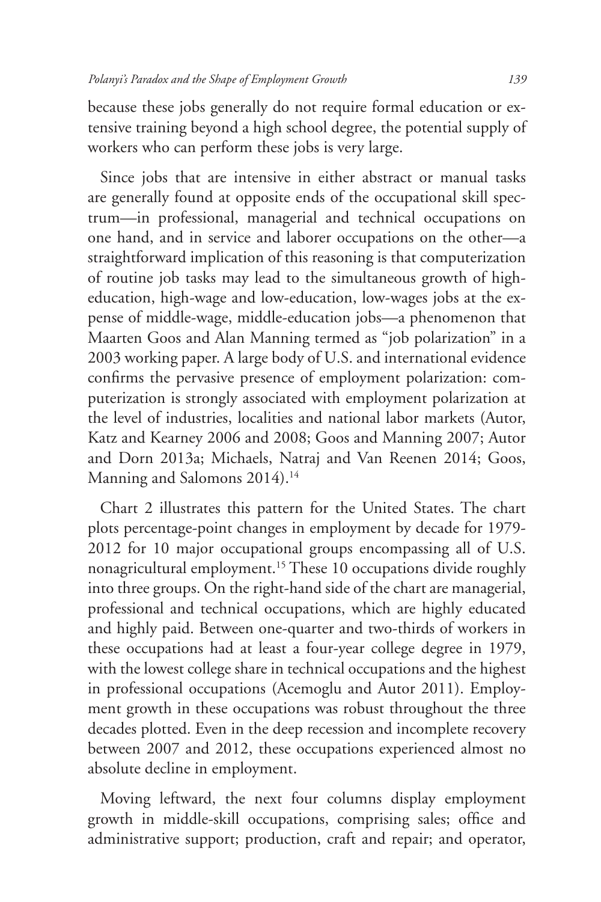because these jobs generally do not require formal education or extensive training beyond a high school degree, the potential supply of workers who can perform these jobs is very large.

Since jobs that are intensive in either abstract or manual tasks are generally found at opposite ends of the occupational skill spectrum—in professional, managerial and technical occupations on one hand, and in service and laborer occupations on the other—a straightforward implication of this reasoning is that computerization of routine job tasks may lead to the simultaneous growth of high-education, high-wage and low-education, low-wages jobs at the expense of middle-wage, middle-education jobs—a phenomenon that Maarten Goos and Alan Manning termed as "job polarization" in a 2003 working paper. A large body of U.S. and international evidence confirms the pervasive presence of employment polarization: computerization is strongly associated with employment polarization at the level of industries, localities and national labor markets (Autor, Katz and Kearney 2006 and 2008; Goos and Manning 2007; Autor and Dorn 2013a; Michaels, Natraj and Van Reenen 2014; Goos, Manning and Salomons 2014).[14]

Chart 2 illustrates this pattern for the United States. The chart plots percentage-point changes in employment by decade for 1979-2012 for 10 major occupational groups encompassing all of U.S. nonagricultural employment.[15] These 10 occupations divide roughly into three groups. On the right-hand side of the chart are managerial, professional and technical occupations, which are highly educated and highly paid. Between one-quarter and two-thirds of workers in these occupations had at least a four-year college degree in 1979, with the lowest college share in technical occupations and the highest in professional occupations (Acemoglu and Autor 2011). Employment growth in these occupations was robust throughout the three decades plotted. Even in the deep recession and incomplete recovery between 2007 and 2012, these occupations experienced almost no absolute decline in employment.

Moving leftward, the next four columns display employment growth in middle-skill occupations, comprising sales; office and administrative support; production, craft and repair; and operator,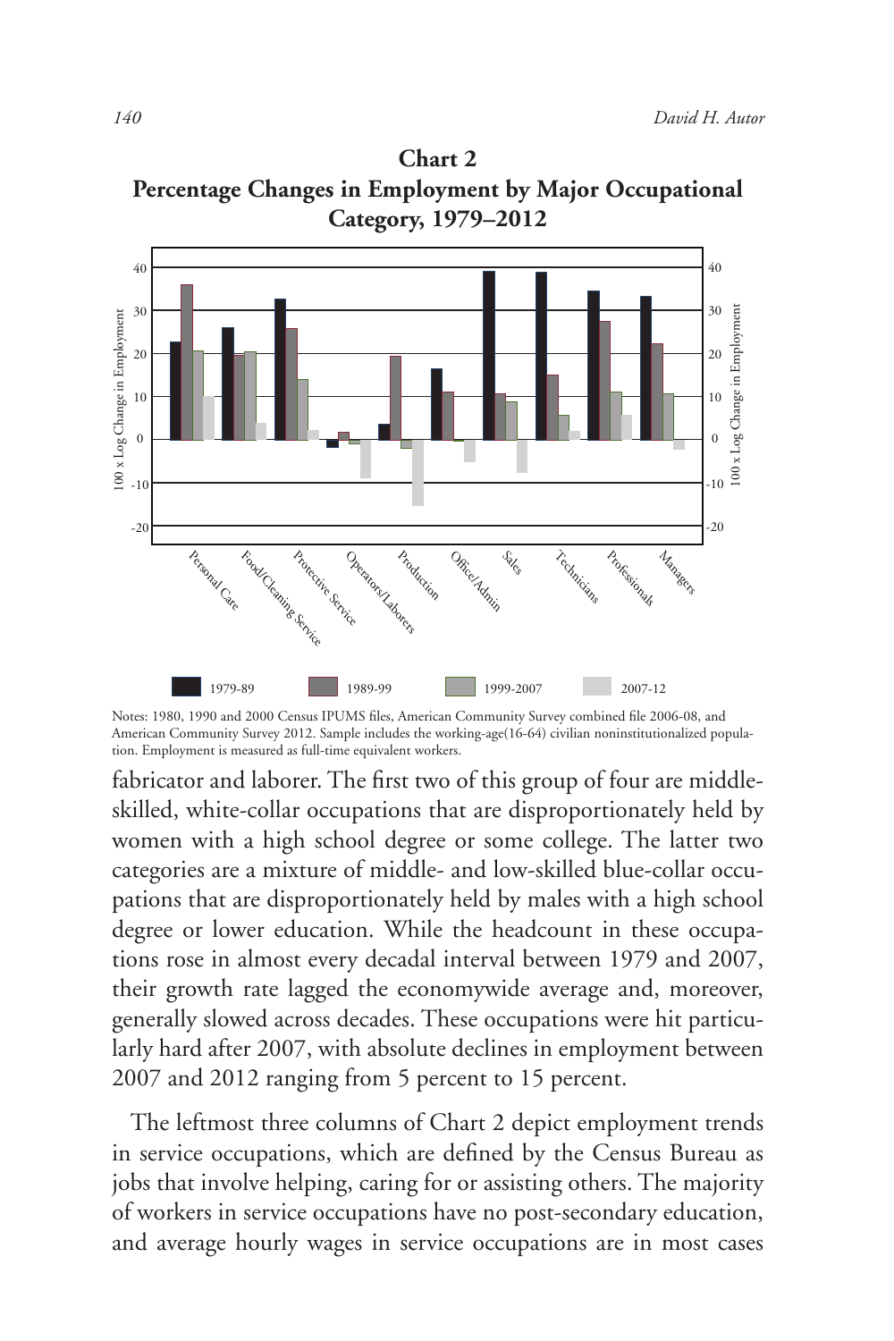**Chart 2**
**Percentage Changes in Employment by Major Occupational Category, 1979–2012**

Notes: 1980, 1990 and 2000 Census IPUMS files, American Community Survey combined file 2006-08, and American Community Survey 2012. Sample includes the working-age(16-64) civilian noninstitutionalized population. Employment is measured as full-time equivalent workers.

fabricator and laborer. The first two of this group of four are middle-skilled, white-collar occupations that are disproportionately held by women with a high school degree or some college. The latter two categories are a mixture of middle- and low-skilled blue-collar occupations that are disproportionately held by males with a high school degree or lower education. While the headcount in these occupations rose in almost every decadal interval between 1979 and 2007, their growth rate lagged the economywide average and, moreover, generally slowed across decades. These occupations were hit particularly hard after 2007, with absolute declines in employment between 2007 and 2012 ranging from 5 percent to 15 percent.

The leftmost three columns of Chart 2 depict employment trends in service occupations, which are defined by the Census Bureau as jobs that involve helping, caring for or assisting others. The majority of workers in service occupations have no post-secondary education, and average hourly wages in service occupations are in most cases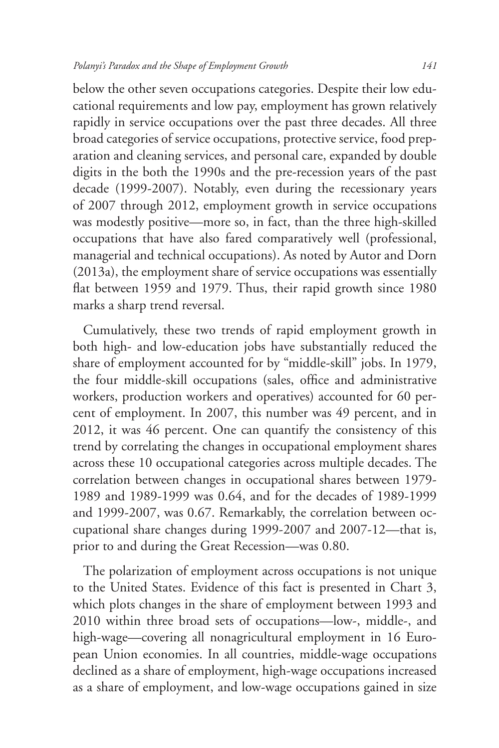below the other seven occupations categories. Despite their low educational requirements and low pay, employment has grown relatively rapidly in service occupations over the past three decades. All three broad categories of service occupations, protective service, food preparation and cleaning services, and personal care, expanded by double digits in the both the 1990s and the pre-recession years of the past decade (1999-2007). Notably, even during the recessionary years of 2007 through 2012, employment growth in service occupations was modestly positive—more so, in fact, than the three high-skilled occupations that have also fared comparatively well (professional, managerial and technical occupations). As noted by Autor and Dorn (2013a), the employment share of service occupations was essentially flat between 1959 and 1979. Thus, their rapid growth since 1980 marks a sharp trend reversal.

Cumulatively, these two trends of rapid employment growth in both high- and low-education jobs have substantially reduced the share of employment accounted for by "middle-skill" jobs. In 1979, the four middle-skill occupations (sales, office and administrative workers, production workers and operatives) accounted for 60 percent of employment. In 2007, this number was 49 percent, and in 2012, it was 46 percent. One can quantify the consistency of this trend by correlating the changes in occupational employment shares across these 10 occupational categories across multiple decades. The correlation between changes in occupational shares between 1979-1989 and 1989-1999 was 0.64, and for the decades of 1989-1999 and 1999-2007, was 0.67. Remarkably, the correlation between occupational share changes during 1999-2007 and 2007-12—that is, prior to and during the Great Recession—was 0.80.

The polarization of employment across occupations is not unique to the United States. Evidence of this fact is presented in Chart 3, which plots changes in the share of employment between 1993 and 2010 within three broad sets of occupations—low-, middle-, and high-wage—covering all nonagricultural employment in 16 European Union economies. In all countries, middle-wage occupations declined as a share of employment, high-wage occupations increased as a share of employment, and low-wage occupations gained in size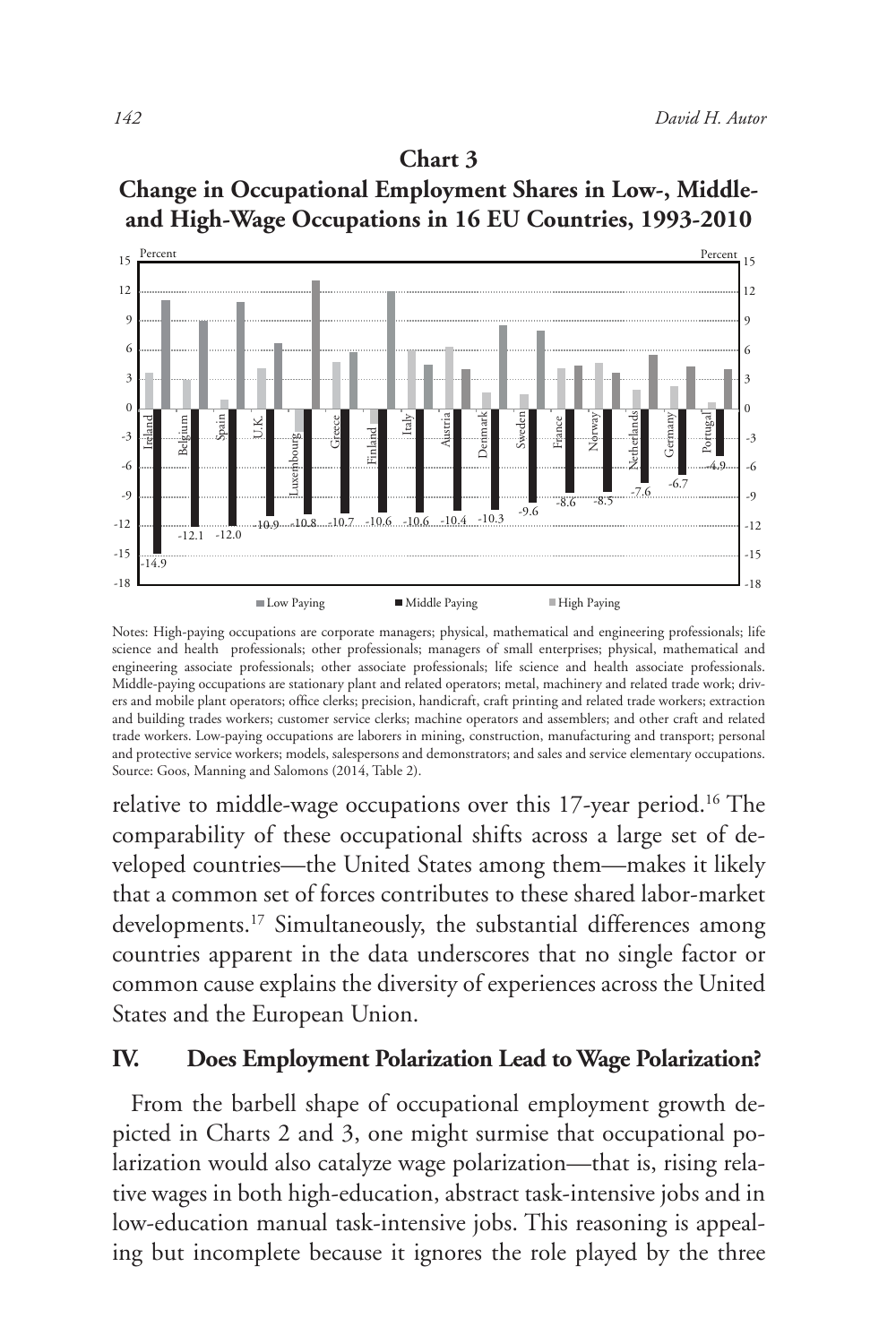**Chart 3**

**Change in Occupational Employment Shares in Low-, Middle- and High-Wage Occupations in 16 EU Countries, 1993-2010**

| Country | Middle Paying (Percent) |
|---|---|
| Ireland | -14.9 |
| Belgium | -12.1 |
| Spain | -12.0 |
| U.K. | -10.9 |
| Luxembourg | -10.8 |
| Greece | -10.7 |
| Finland | -10.6 |
| Italy | -10.6 |
| Austria | -10.4 |
| Denmark | -10.3 |
| Sweden | -9.6 |
| France | -8.6 |
| Norway | -8.5 |
| Netherlands | -7.6 |
| Germany | -6.7 |
| Portugal | -4.9 |

Low Paying ■ Middle Paying ■ High Paying

Notes: High-paying occupations are corporate managers; physical, mathematical and engineering professionals; life science and health professionals; other professionals; managers of small enterprises; physical, mathematical and engineering associate professionals; other associate professionals; life science and health associate professionals. Middle-paying occupations are stationary plant and related operators; metal, machinery and related trade work; drivers and mobile plant operators; office clerks; precision, handicraft, craft printing and related trade workers; extraction and building trades workers; customer service clerks; machine operators and assemblers; and other craft and related trade workers. Low-paying occupations are laborers in mining, construction, manufacturing and transport; personal and protective service workers; models, salespersons and demonstrators; and sales and service elementary occupations.
Source: Goos, Manning and Salomons (2014, Table 2).

relative to middle-wage occupations over this 17-year period.[16] The comparability of these occupational shifts across a large set of developed countries—the United States among them—makes it likely that a common set of forces contributes to these shared labor-market developments.[17] Simultaneously, the substantial differences among countries apparent in the data underscores that no single factor or common cause explains the diversity of experiences across the United States and the European Union.

## IV. Does Employment Polarization Lead to Wage Polarization?

From the barbell shape of occupational employment growth depicted in Charts 2 and 3, one might surmise that occupational polarization would also catalyze wage polarization—that is, rising relative wages in both high-education, abstract task-intensive jobs and in low-education manual task-intensive jobs. This reasoning is appealing but incomplete because it ignores the role played by the three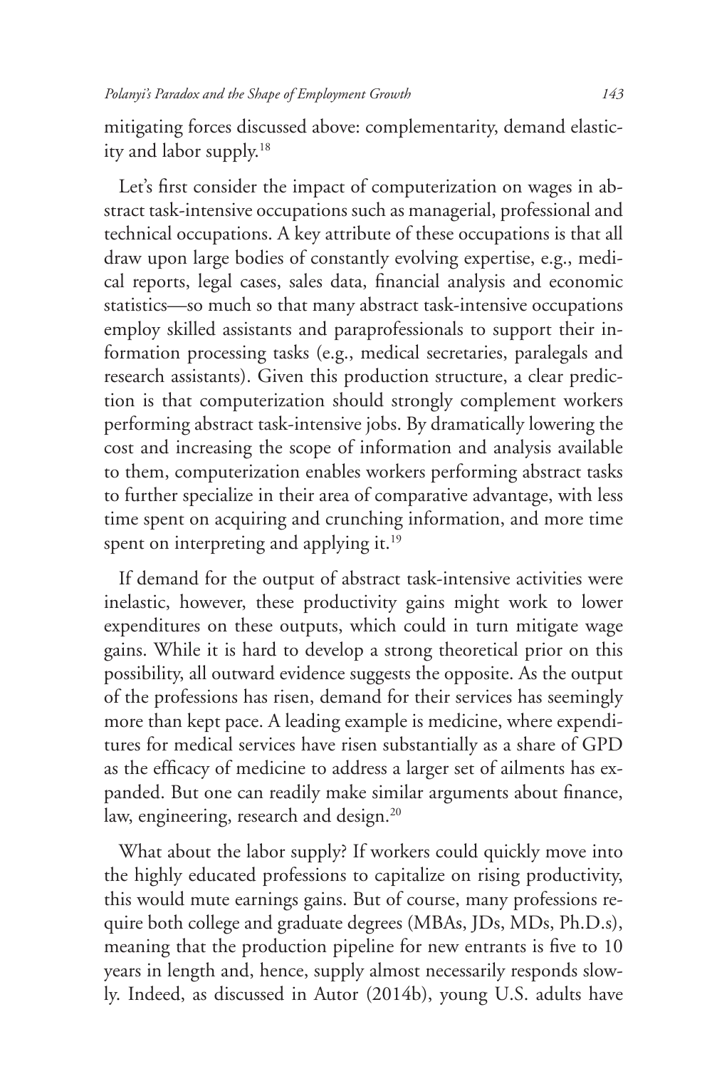mitigating forces discussed above: complementarity, demand elasticity and labor supply.[18]

Let's first consider the impact of computerization on wages in abstract task-intensive occupations such as managerial, professional and technical occupations. A key attribute of these occupations is that all draw upon large bodies of constantly evolving expertise, e.g., medical reports, legal cases, sales data, financial analysis and economic statistics—so much so that many abstract task-intensive occupations employ skilled assistants and paraprofessionals to support their information processing tasks (e.g., medical secretaries, paralegals and research assistants). Given this production structure, a clear prediction is that computerization should strongly complement workers performing abstract task-intensive jobs. By dramatically lowering the cost and increasing the scope of information and analysis available to them, computerization enables workers performing abstract tasks to further specialize in their area of comparative advantage, with less time spent on acquiring and crunching information, and more time spent on interpreting and applying it.[19]

If demand for the output of abstract task-intensive activities were inelastic, however, these productivity gains might work to lower expenditures on these outputs, which could in turn mitigate wage gains. While it is hard to develop a strong theoretical prior on this possibility, all outward evidence suggests the opposite. As the output of the professions has risen, demand for their services has seemingly more than kept pace. A leading example is medicine, where expenditures for medical services have risen substantially as a share of GPD as the efficacy of medicine to address a larger set of ailments has expanded. But one can readily make similar arguments about finance, law, engineering, research and design.[20]

What about the labor supply? If workers could quickly move into the highly educated professions to capitalize on rising productivity, this would mute earnings gains. But of course, many professions require both college and graduate degrees (MBAs, JDs, MDs, Ph.D.s), meaning that the production pipeline for new entrants is five to 10 years in length and, hence, supply almost necessarily responds slowly. Indeed, as discussed in Autor (2014b), young U.S. adults have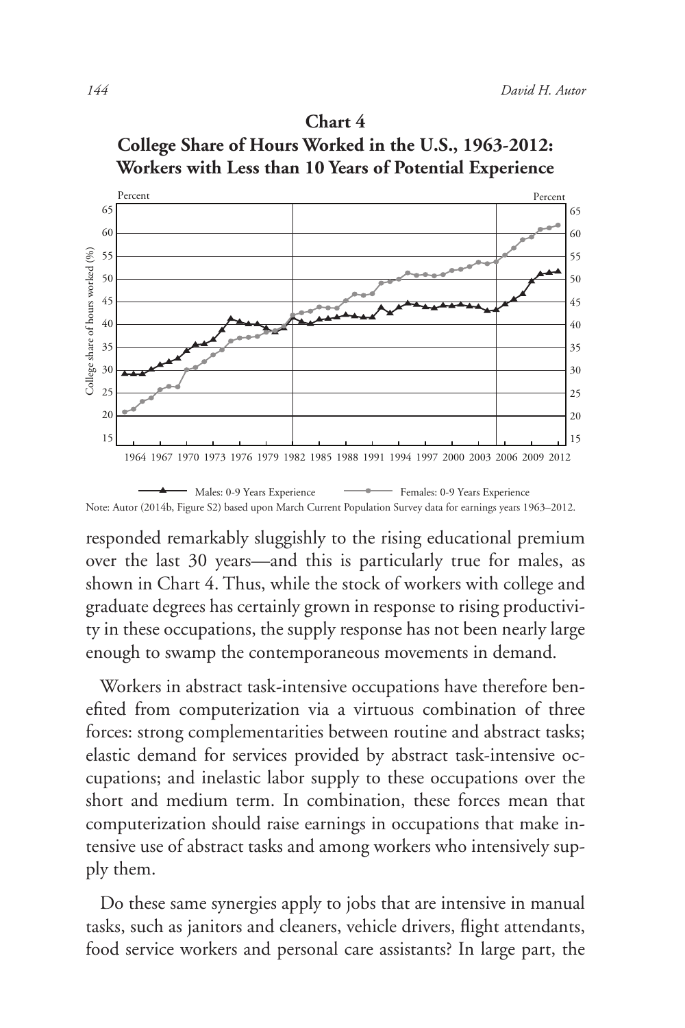**Chart 4**

**College Share of Hours Worked in the U.S., 1963-2012: Workers with Less than 10 Years of Potential Experience**

Males: 0-9 Years Experience    Females: 0-9 Years Experience

Note: Autor (2014b, Figure S2) based upon March Current Population Survey data for earnings years 1963–2012.

responded remarkably sluggishly to the rising educational premium over the last 30 years—and this is particularly true for males, as shown in Chart 4. Thus, while the stock of workers with college and graduate degrees has certainly grown in response to rising productivity in these occupations, the supply response has not been nearly large enough to swamp the contemporaneous movements in demand.

Workers in abstract task-intensive occupations have therefore benefited from computerization via a virtuous combination of three forces: strong complementarities between routine and abstract tasks; elastic demand for services provided by abstract task-intensive occupations; and inelastic labor supply to these occupations over the short and medium term. In combination, these forces mean that computerization should raise earnings in occupations that make intensive use of abstract tasks and among workers who intensively supply them.

Do these same synergies apply to jobs that are intensive in manual tasks, such as janitors and cleaners, vehicle drivers, flight attendants, food service workers and personal care assistants? In large part, the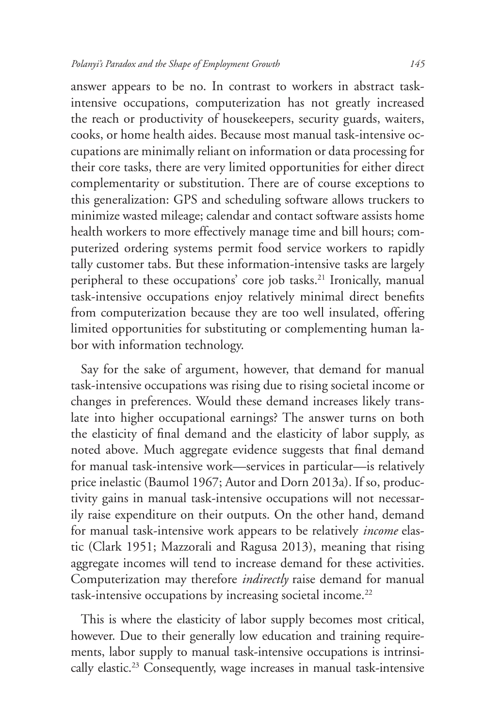answer appears to be no. In contrast to workers in abstract task-intensive occupations, computerization has not greatly increased the reach or productivity of housekeepers, security guards, waiters, cooks, or home health aides. Because most manual task-intensive occupations are minimally reliant on information or data processing for their core tasks, there are very limited opportunities for either direct complementarity or substitution. There are of course exceptions to this generalization: GPS and scheduling software allows truckers to minimize wasted mileage; calendar and contact software assists home health workers to more effectively manage time and bill hours; computerized ordering systems permit food service workers to rapidly tally customer tabs. But these information-intensive tasks are largely peripheral to these occupations' core job tasks.[21] Ironically, manual task-intensive occupations enjoy relatively minimal direct benefits from computerization because they are too well insulated, offering limited opportunities for substituting or complementing human labor with information technology.

Say for the sake of argument, however, that demand for manual task-intensive occupations was rising due to rising societal income or changes in preferences. Would these demand increases likely translate into higher occupational earnings? The answer turns on both the elasticity of final demand and the elasticity of labor supply, as noted above. Much aggregate evidence suggests that final demand for manual task-intensive work—services in particular—is relatively price inelastic (Baumol 1967; Autor and Dorn 2013a). If so, productivity gains in manual task-intensive occupations will not necessarily raise expenditure on their outputs. On the other hand, demand for manual task-intensive work appears to be relatively *income* elastic (Clark 1951; Mazzorali and Ragusa 2013), meaning that rising aggregate incomes will tend to increase demand for these activities. Computerization may therefore *indirectly* raise demand for manual task-intensive occupations by increasing societal income.[22]

This is where the elasticity of labor supply becomes most critical, however. Due to their generally low education and training requirements, labor supply to manual task-intensive occupations is intrinsically elastic.[23] Consequently, wage increases in manual task-intensive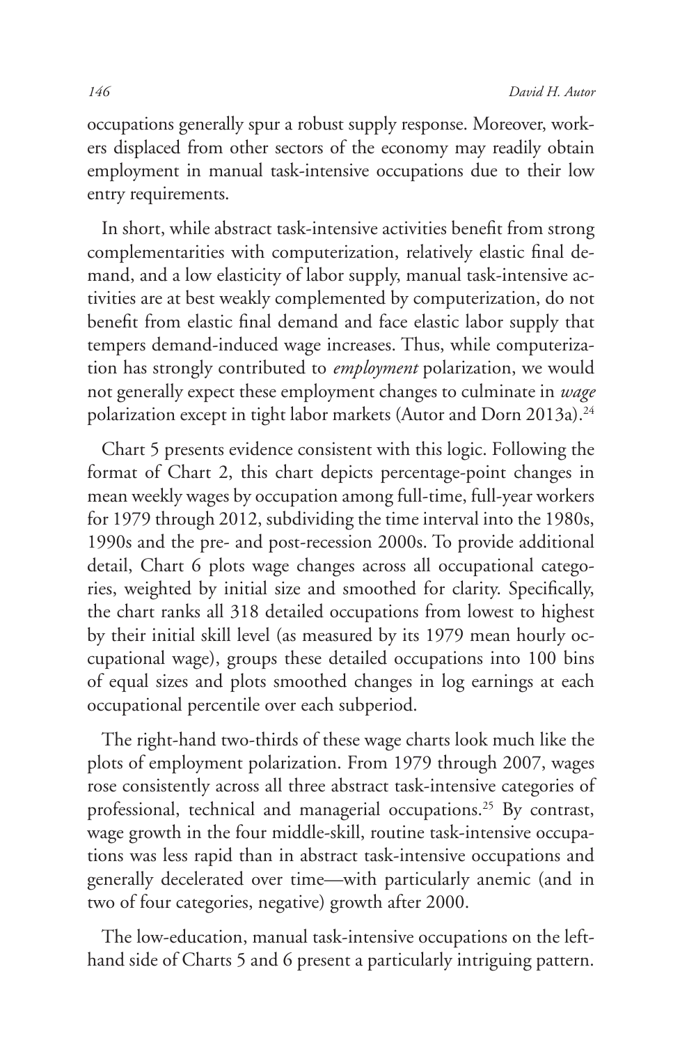occupations generally spur a robust supply response. Moreover, workers displaced from other sectors of the economy may readily obtain employment in manual task-intensive occupations due to their low entry requirements.

In short, while abstract task-intensive activities benefit from strong complementarities with computerization, relatively elastic final demand, and a low elasticity of labor supply, manual task-intensive activities are at best weakly complemented by computerization, do not benefit from elastic final demand and face elastic labor supply that tempers demand-induced wage increases. Thus, while computerization has strongly contributed to *employment* polarization, we would not generally expect these employment changes to culminate in *wage* polarization except in tight labor markets (Autor and Dorn 2013a).[24]

Chart 5 presents evidence consistent with this logic. Following the format of Chart 2, this chart depicts percentage-point changes in mean weekly wages by occupation among full-time, full-year workers for 1979 through 2012, subdividing the time interval into the 1980s, 1990s and the pre- and post-recession 2000s. To provide additional detail, Chart 6 plots wage changes across all occupational categories, weighted by initial size and smoothed for clarity. Specifically, the chart ranks all 318 detailed occupations from lowest to highest by their initial skill level (as measured by its 1979 mean hourly occupational wage), groups these detailed occupations into 100 bins of equal sizes and plots smoothed changes in log earnings at each occupational percentile over each subperiod.

The right-hand two-thirds of these wage charts look much like the plots of employment polarization. From 1979 through 2007, wages rose consistently across all three abstract task-intensive categories of professional, technical and managerial occupations.[25] By contrast, wage growth in the four middle-skill, routine task-intensive occupations was less rapid than in abstract task-intensive occupations and generally decelerated over time—with particularly anemic (and in two of four categories, negative) growth after 2000.

The low-education, manual task-intensive occupations on the left-hand side of Charts 5 and 6 present a particularly intriguing pattern.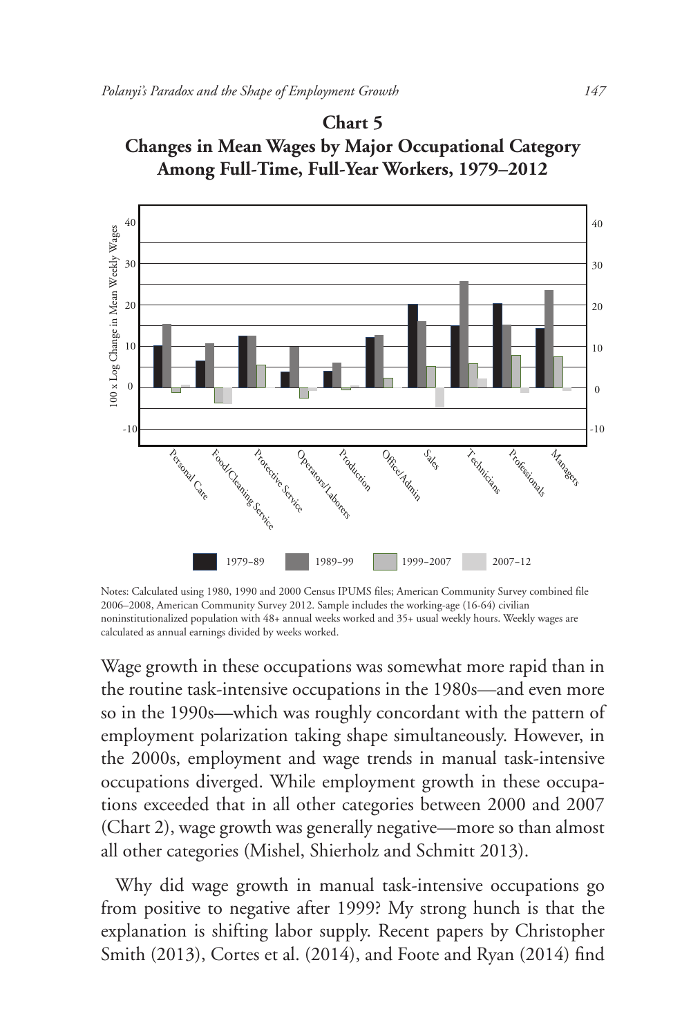**Chart 5**
**Changes in Mean Wages by Major Occupational Category Among Full-Time, Full-Year Workers, 1979–2012**

Notes: Calculated using 1980, 1990 and 2000 Census IPUMS files; American Community Survey combined file 2006–2008, American Community Survey 2012. Sample includes the working-age (16-64) civilian noninstitutionalized population with 48+ annual weeks worked and 35+ usual weekly hours. Weekly wages are calculated as annual earnings divided by weeks worked.

Wage growth in these occupations was somewhat more rapid than in the routine task-intensive occupations in the 1980s—and even more so in the 1990s—which was roughly concordant with the pattern of employment polarization taking shape simultaneously. However, in the 2000s, employment and wage trends in manual task-intensive occupations diverged. While employment growth in these occupations exceeded that in all other categories between 2000 and 2007 (Chart 2), wage growth was generally negative—more so than almost all other categories (Mishel, Shierholz and Schmitt 2013).

Why did wage growth in manual task-intensive occupations go from positive to negative after 1999? My strong hunch is that the explanation is shifting labor supply. Recent papers by Christopher Smith (2013), Cortes et al. (2014), and Foote and Ryan (2014) find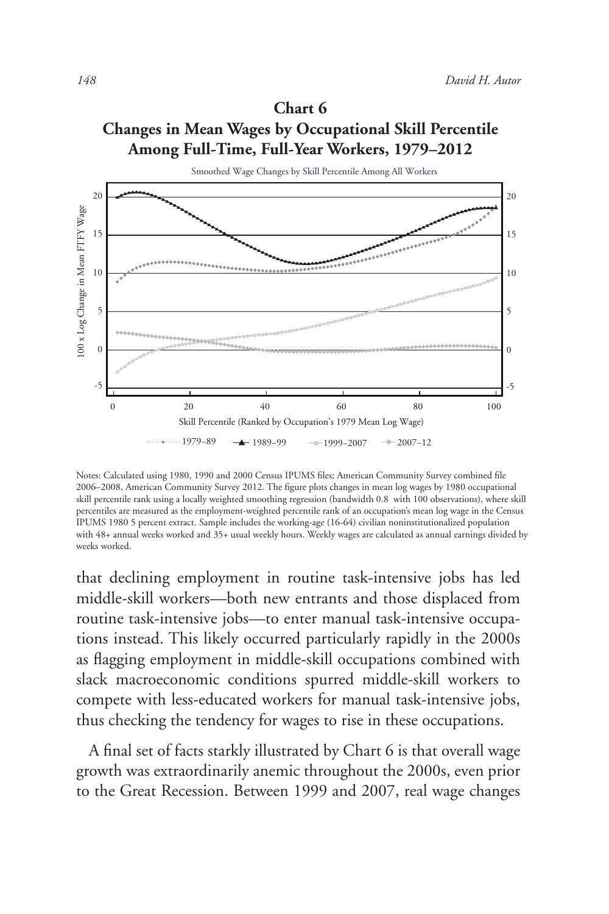## Chart 6

## Changes in Mean Wages by Occupational Skill Percentile Among Full-Time, Full-Year Workers, 1979–2012

Notes: Calculated using 1980, 1990 and 2000 Census IPUMS files; American Community Survey combined file 2006–2008, American Community Survey 2012. The figure plots changes in mean log wages by 1980 occupational skill percentile rank using a locally weighted smoothing regression (bandwidth 0.8 with 100 observations), where skill percentiles are measured as the employment-weighted percentile rank of an occupation's mean log wage in the Census IPUMS 1980 5 percent extract. Sample includes the working-age (16-64) civilian noninstitutionalized population with 48+ annual weeks worked and 35+ usual weekly hours. Weekly wages are calculated as annual earnings divided by weeks worked.

that declining employment in routine task-intensive jobs has led middle-skill workers—both new entrants and those displaced from routine task-intensive jobs—to enter manual task-intensive occupations instead. This likely occurred particularly rapidly in the 2000s as flagging employment in middle-skill occupations combined with slack macroeconomic conditions spurred middle-skill workers to compete with less-educated workers for manual task-intensive jobs, thus checking the tendency for wages to rise in these occupations.

A final set of facts starkly illustrated by Chart 6 is that overall wage growth was extraordinarily anemic throughout the 2000s, even prior to the Great Recession. Between 1999 and 2007, real wage changes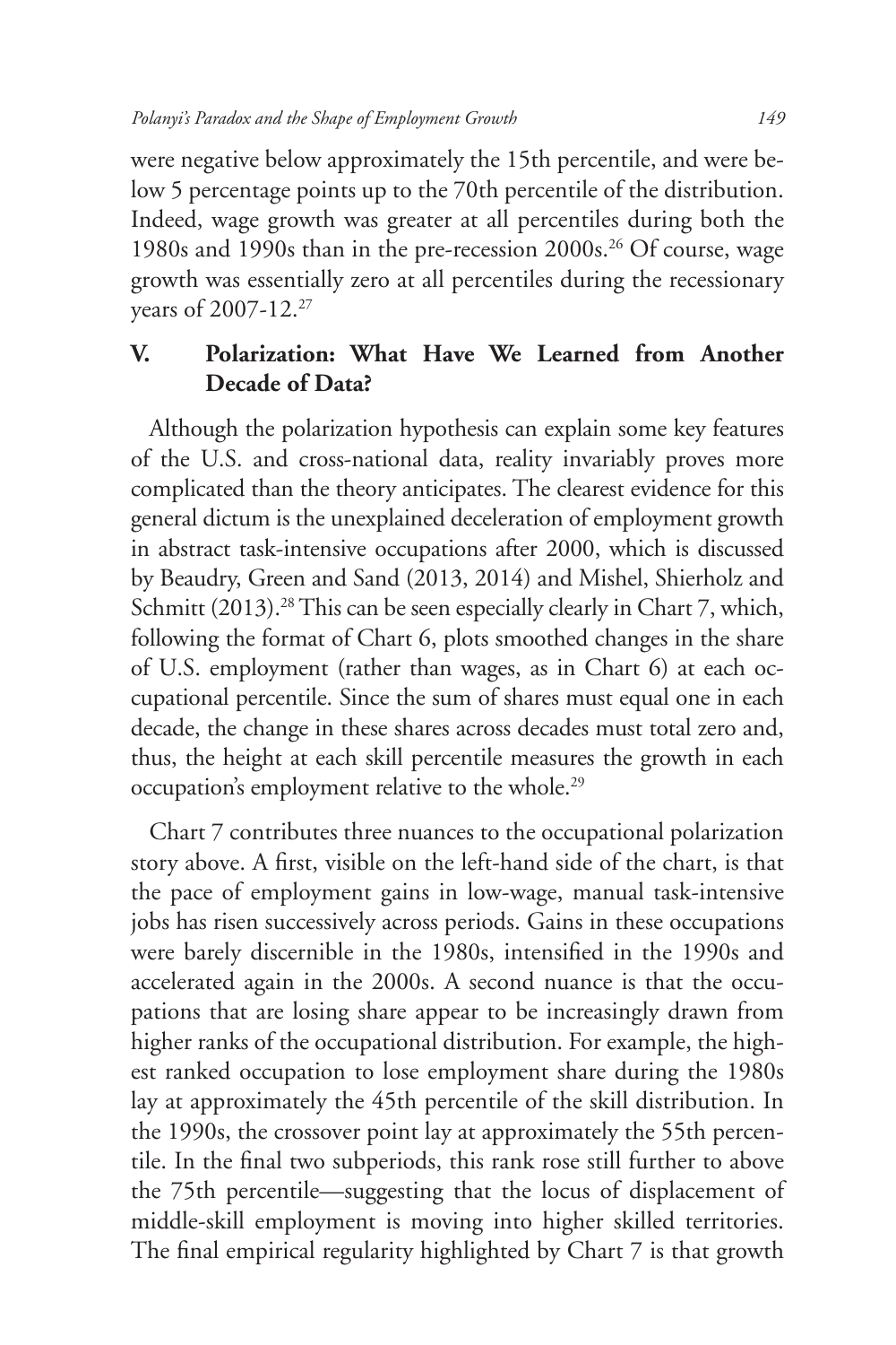were negative below approximately the 15th percentile, and were below 5 percentage points up to the 70th percentile of the distribution. Indeed, wage growth was greater at all percentiles during both the 1980s and 1990s than in the pre-recession 2000s.[26] Of course, wage growth was essentially zero at all percentiles during the recessionary years of 2007-12.[27]

## V. Polarization: What Have We Learned from Another Decade of Data?

Although the polarization hypothesis can explain some key features of the U.S. and cross-national data, reality invariably proves more complicated than the theory anticipates. The clearest evidence for this general dictum is the unexplained deceleration of employment growth in abstract task-intensive occupations after 2000, which is discussed by Beaudry, Green and Sand (2013, 2014) and Mishel, Shierholz and Schmitt (2013).[28] This can be seen especially clearly in Chart 7, which, following the format of Chart 6, plots smoothed changes in the share of U.S. employment (rather than wages, as in Chart 6) at each occupational percentile. Since the sum of shares must equal one in each decade, the change in these shares across decades must total zero and, thus, the height at each skill percentile measures the growth in each occupation's employment relative to the whole.[29]

Chart 7 contributes three nuances to the occupational polarization story above. A first, visible on the left-hand side of the chart, is that the pace of employment gains in low-wage, manual task-intensive jobs has risen successively across periods. Gains in these occupations were barely discernible in the 1980s, intensified in the 1990s and accelerated again in the 2000s. A second nuance is that the occupations that are losing share appear to be increasingly drawn from higher ranks of the occupational distribution. For example, the highest ranked occupation to lose employment share during the 1980s lay at approximately the 45th percentile of the skill distribution. In the 1990s, the crossover point lay at approximately the 55th percentile. In the final two subperiods, this rank rose still further to above the 75th percentile—suggesting that the locus of displacement of middle-skill employment is moving into higher skilled territories. The final empirical regularity highlighted by Chart 7 is that growth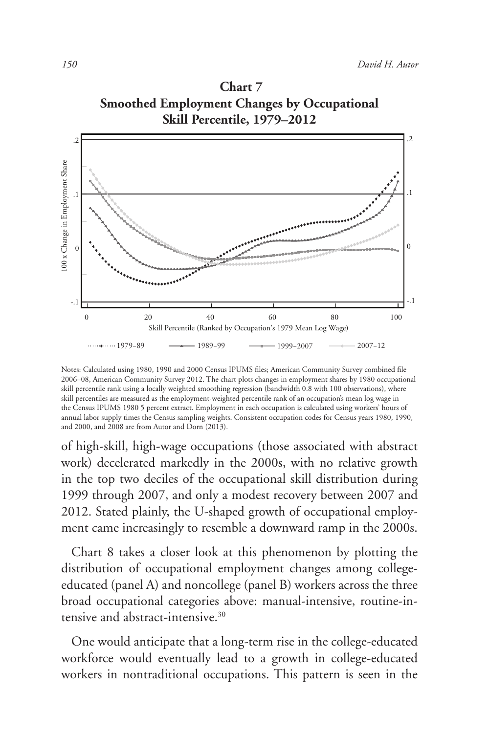**Chart 7**
**Smoothed Employment Changes by Occupational Skill Percentile, 1979–2012**

Notes: Calculated using 1980, 1990 and 2000 Census IPUMS files; American Community Survey combined file 2006–08, American Community Survey 2012. The chart plots changes in employment shares by 1980 occupational skill percentile rank using a locally weighted smoothing regression (bandwidth 0.8 with 100 observations), where skill percentiles are measured as the employment-weighted percentile rank of an occupation's mean log wage in the Census IPUMS 1980 5 percent extract. Employment in each occupation is calculated using workers' hours of annual labor supply times the Census sampling weights. Consistent occupation codes for Census years 1980, 1990, and 2000, and 2008 are from Autor and Dorn (2013).

of high-skill, high-wage occupations (those associated with abstract work) decelerated markedly in the 2000s, with no relative growth in the top two deciles of the occupational skill distribution during 1999 through 2007, and only a modest recovery between 2007 and 2012. Stated plainly, the U-shaped growth of occupational employment came increasingly to resemble a downward ramp in the 2000s.

Chart 8 takes a closer look at this phenomenon by plotting the distribution of occupational employment changes among college-educated (panel A) and noncollege (panel B) workers across the three broad occupational categories above: manual-intensive, routine-intensive and abstract-intensive.[30]

One would anticipate that a long-term rise in the college-educated workforce would eventually lead to a growth in college-educated workers in nontraditional occupations. This pattern is seen in the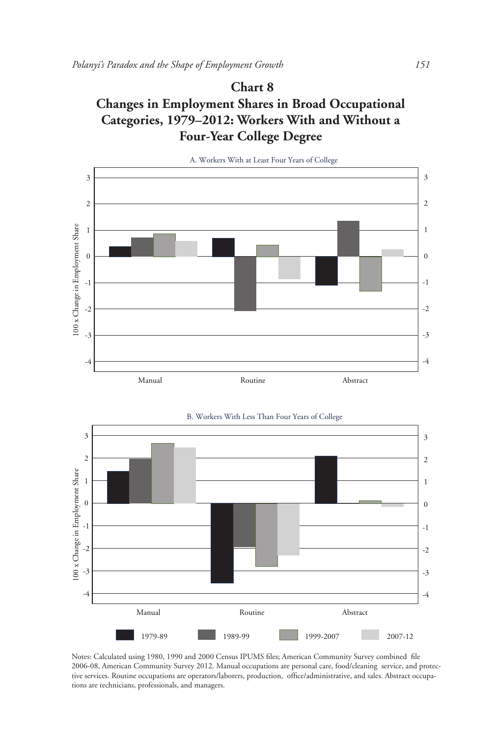## Chart 8

## Changes in Employment Shares in Broad Occupational Categories, 1979–2012: Workers With and Without a Four-Year College Degree

A. Workers With at Least Four Years of College

B. Workers With Less Than Four Years of College

Notes: Calculated using 1980, 1990 and 2000 Census IPUMS files; American Community Survey combined file 2006-08, American Community Survey 2012. Manual occupations are personal care, food/cleaning service, and protective services. Routine occupations are operators/laborers, production, office/administrative, and sales. Abstract occupations are technicians, professionals, and managers.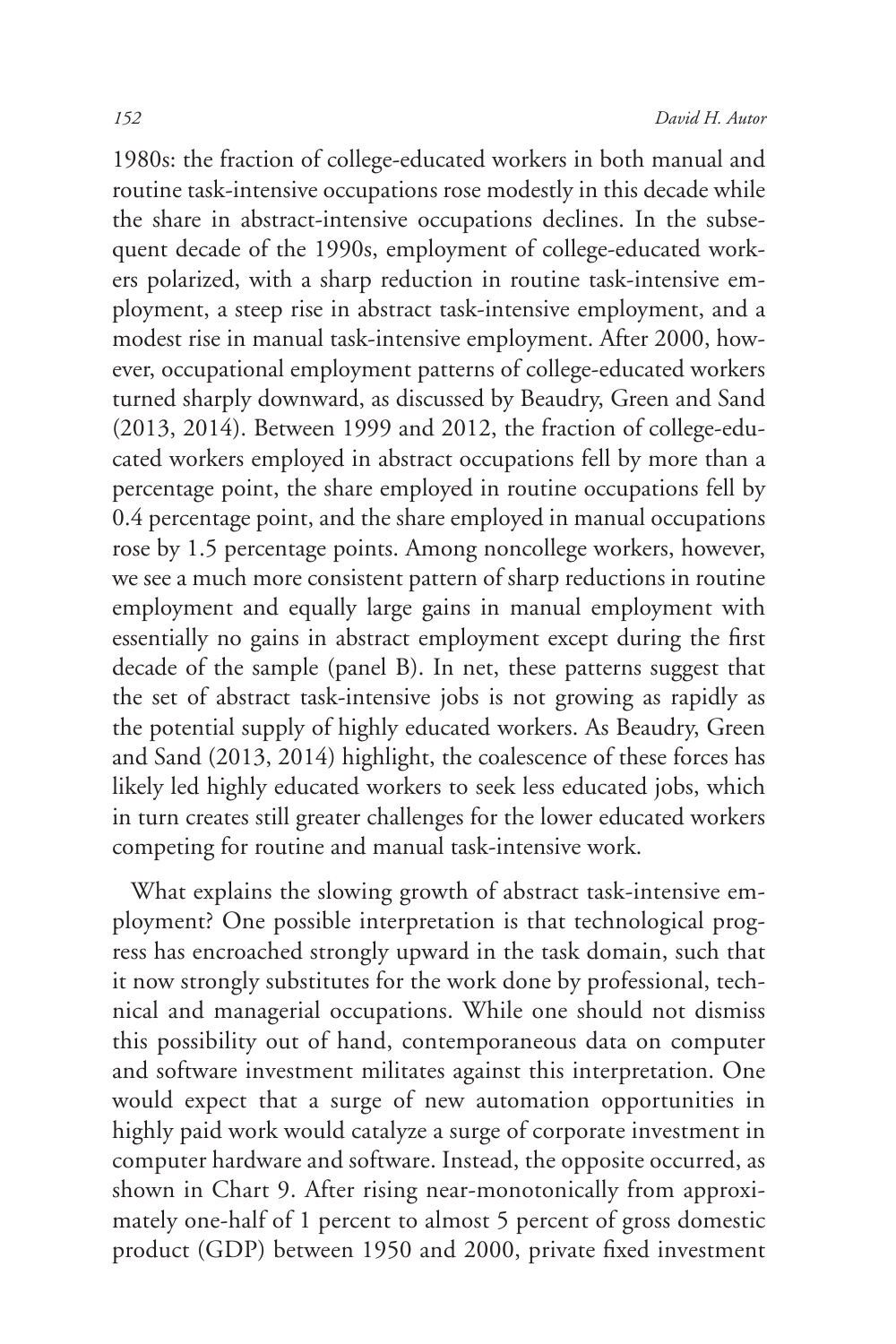1980s: the fraction of college-educated workers in both manual and routine task-intensive occupations rose modestly in this decade while the share in abstract-intensive occupations declines. In the subsequent decade of the 1990s, employment of college-educated workers polarized, with a sharp reduction in routine task-intensive employment, a steep rise in abstract task-intensive employment, and a modest rise in manual task-intensive employment. After 2000, however, occupational employment patterns of college-educated workers turned sharply downward, as discussed by Beaudry, Green and Sand (2013, 2014). Between 1999 and 2012, the fraction of college-educated workers employed in abstract occupations fell by more than a percentage point, the share employed in routine occupations fell by 0.4 percentage point, and the share employed in manual occupations rose by 1.5 percentage points. Among noncollege workers, however, we see a much more consistent pattern of sharp reductions in routine employment and equally large gains in manual employment with essentially no gains in abstract employment except during the first decade of the sample (panel B). In net, these patterns suggest that the set of abstract task-intensive jobs is not growing as rapidly as the potential supply of highly educated workers. As Beaudry, Green and Sand (2013, 2014) highlight, the coalescence of these forces has likely led highly educated workers to seek less educated jobs, which in turn creates still greater challenges for the lower educated workers competing for routine and manual task-intensive work.

What explains the slowing growth of abstract task-intensive employment? One possible interpretation is that technological progress has encroached strongly upward in the task domain, such that it now strongly substitutes for the work done by professional, technical and managerial occupations. While one should not dismiss this possibility out of hand, contemporaneous data on computer and software investment militates against this interpretation. One would expect that a surge of new automation opportunities in highly paid work would catalyze a surge of corporate investment in computer hardware and software. Instead, the opposite occurred, as shown in Chart 9. After rising near-monotonically from approximately one-half of 1 percent to almost 5 percent of gross domestic product (GDP) between 1950 and 2000, private fixed investment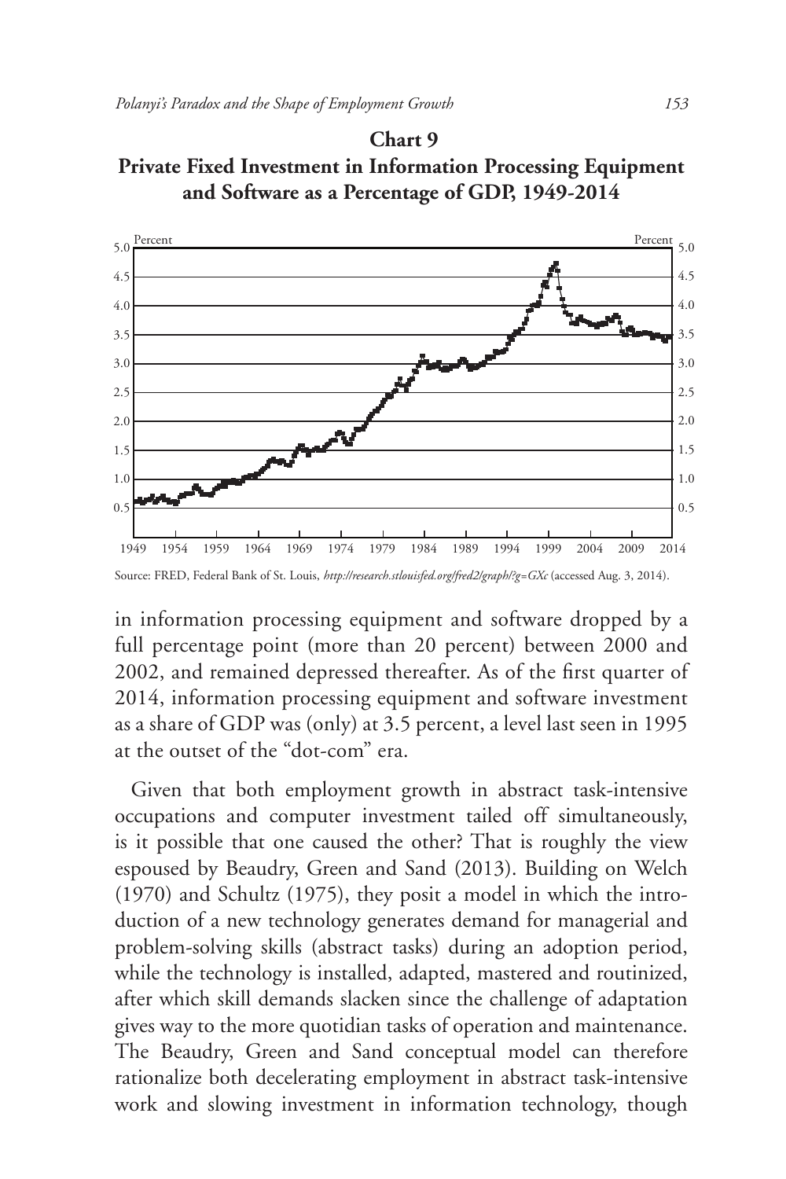**Chart 9**
**Private Fixed Investment in Information Processing Equipment and Software as a Percentage of GDP, 1949-2014**

Source: FRED, Federal Bank of St. Louis, *http://research.stlouisfed.org/fred2/graph/?g=GXc* (accessed Aug. 3, 2014).

in information processing equipment and software dropped by a full percentage point (more than 20 percent) between 2000 and 2002, and remained depressed thereafter. As of the first quarter of 2014, information processing equipment and software investment as a share of GDP was (only) at 3.5 percent, a level last seen in 1995 at the outset of the "dot-com" era.

Given that both employment growth in abstract task-intensive occupations and computer investment tailed off simultaneously, is it possible that one caused the other? That is roughly the view espoused by Beaudry, Green and Sand (2013). Building on Welch (1970) and Schultz (1975), they posit a model in which the introduction of a new technology generates demand for managerial and problem-solving skills (abstract tasks) during an adoption period, while the technology is installed, adapted, mastered and routinized, after which skill demands slacken since the challenge of adaptation gives way to the more quotidian tasks of operation and maintenance. The Beaudry, Green and Sand conceptual model can therefore rationalize both decelerating employment in abstract task-intensive work and slowing investment in information technology, though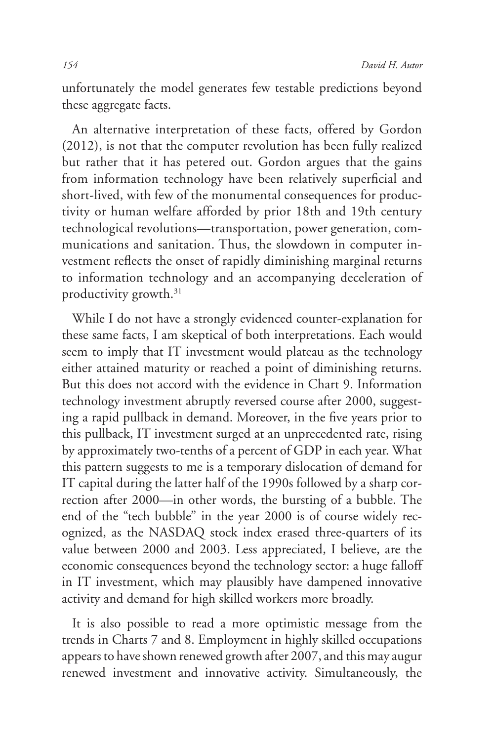unfortunately the model generates few testable predictions beyond these aggregate facts.

An alternative interpretation of these facts, offered by Gordon (2012), is not that the computer revolution has been fully realized but rather that it has petered out. Gordon argues that the gains from information technology have been relatively superficial and short-lived, with few of the monumental consequences for productivity or human welfare afforded by prior 18th and 19th century technological revolutions—transportation, power generation, communications and sanitation. Thus, the slowdown in computer investment reflects the onset of rapidly diminishing marginal returns to information technology and an accompanying deceleration of productivity growth.[31]

While I do not have a strongly evidenced counter-explanation for these same facts, I am skeptical of both interpretations. Each would seem to imply that IT investment would plateau as the technology either attained maturity or reached a point of diminishing returns. But this does not accord with the evidence in Chart 9. Information technology investment abruptly reversed course after 2000, suggesting a rapid pullback in demand. Moreover, in the five years prior to this pullback, IT investment surged at an unprecedented rate, rising by approximately two-tenths of a percent of GDP in each year. What this pattern suggests to me is a temporary dislocation of demand for IT capital during the latter half of the 1990s followed by a sharp correction after 2000—in other words, the bursting of a bubble. The end of the "tech bubble" in the year 2000 is of course widely recognized, as the NASDAQ stock index erased three-quarters of its value between 2000 and 2003. Less appreciated, I believe, are the economic consequences beyond the technology sector: a huge falloff in IT investment, which may plausibly have dampened innovative activity and demand for high skilled workers more broadly.

It is also possible to read a more optimistic message from the trends in Charts 7 and 8. Employment in highly skilled occupations appears to have shown renewed growth after 2007, and this may augur renewed investment and innovative activity. Simultaneously, the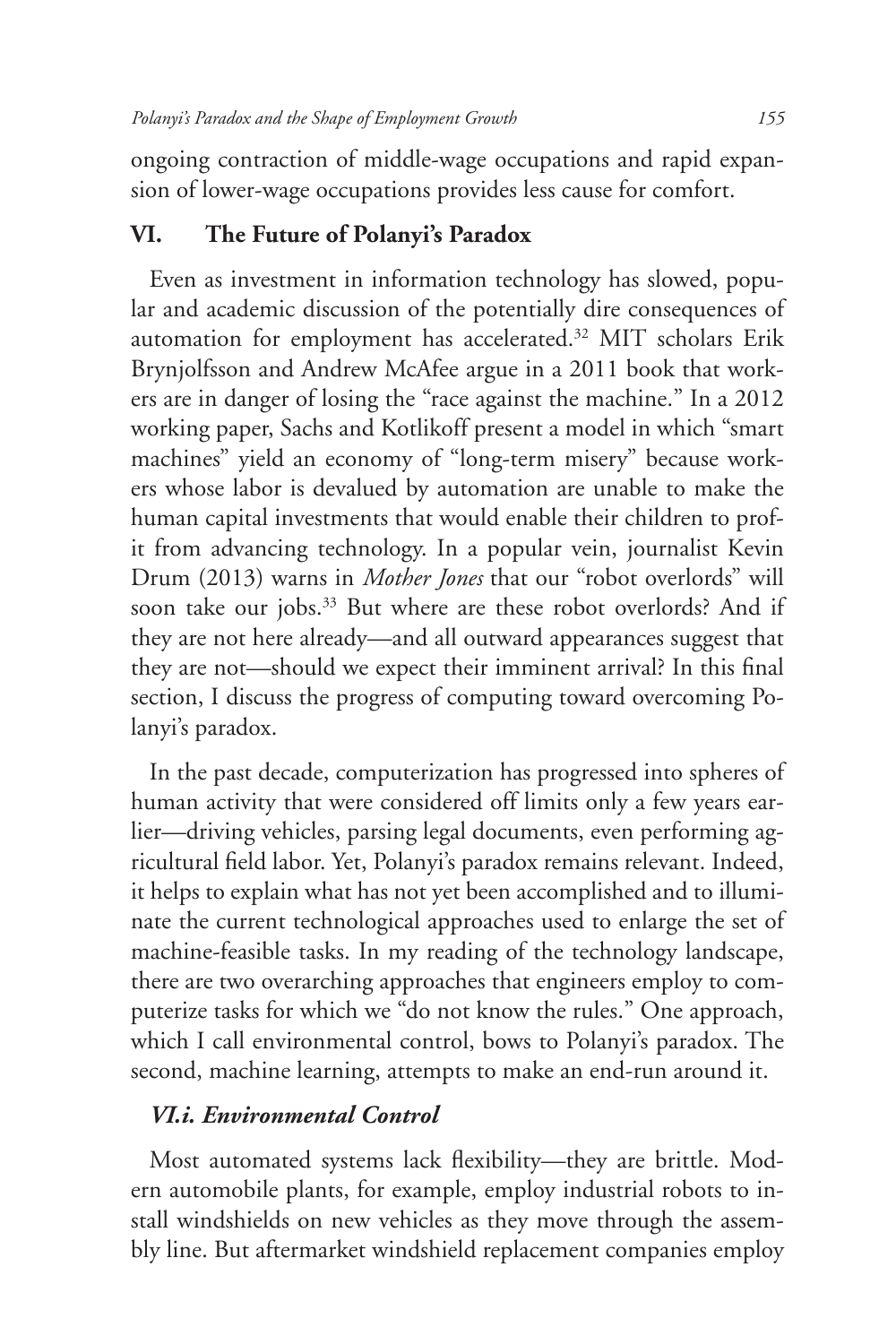ongoing contraction of middle-wage occupations and rapid expansion of lower-wage occupations provides less cause for comfort.

## VI. The Future of Polanyi's Paradox

Even as investment in information technology has slowed, popular and academic discussion of the potentially dire consequences of automation for employment has accelerated.[32] MIT scholars Erik Brynjolfsson and Andrew McAfee argue in a 2011 book that workers are in danger of losing the "race against the machine." In a 2012 working paper, Sachs and Kotlikoff present a model in which "smart machines" yield an economy of "long-term misery" because workers whose labor is devalued by automation are unable to make the human capital investments that would enable their children to profit from advancing technology. In a popular vein, journalist Kevin Drum (2013) warns in *Mother Jones* that our "robot overlords" will soon take our jobs.[33] But where are these robot overlords? And if they are not here already—and all outward appearances suggest that they are not—should we expect their imminent arrival? In this final section, I discuss the progress of computing toward overcoming Polanyi's paradox.

In the past decade, computerization has progressed into spheres of human activity that were considered off limits only a few years earlier—driving vehicles, parsing legal documents, even performing agricultural field labor. Yet, Polanyi's paradox remains relevant. Indeed, it helps to explain what has not yet been accomplished and to illuminate the current technological approaches used to enlarge the set of machine-feasible tasks. In my reading of the technology landscape, there are two overarching approaches that engineers employ to computerize tasks for which we "do not know the rules." One approach, which I call environmental control, bows to Polanyi's paradox. The second, machine learning, attempts to make an end-run around it.

### *VI.i. Environmental Control*

Most automated systems lack flexibility—they are brittle. Modern automobile plants, for example, employ industrial robots to install windshields on new vehicles as they move through the assembly line. But aftermarket windshield replacement companies employ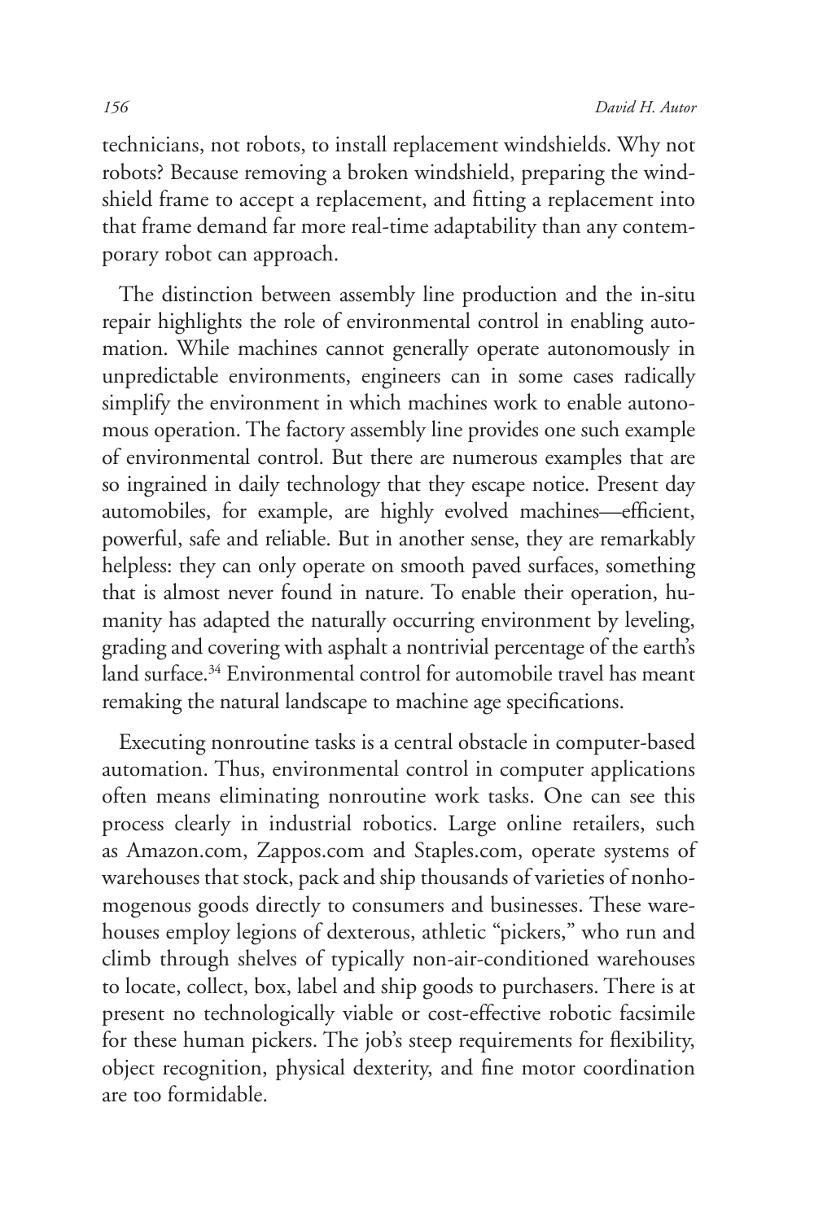technicians, not robots, to install replacement windshields. Why not robots? Because removing a broken windshield, preparing the windshield frame to accept a replacement, and fitting a replacement into that frame demand far more real-time adaptability than any contemporary robot can approach.

The distinction between assembly line production and the in-situ repair highlights the role of environmental control in enabling automation. While machines cannot generally operate autonomously in unpredictable environments, engineers can in some cases radically simplify the environment in which machines work to enable autonomous operation. The factory assembly line provides one such example of environmental control. But there are numerous examples that are so ingrained in daily technology that they escape notice. Present day automobiles, for example, are highly evolved machines—efficient, powerful, safe and reliable. But in another sense, they are remarkably helpless: they can only operate on smooth paved surfaces, something that is almost never found in nature. To enable their operation, humanity has adapted the naturally occurring environment by leveling, grading and covering with asphalt a nontrivial percentage of the earth's land surface.[34] Environmental control for automobile travel has meant remaking the natural landscape to machine age specifications.

Executing nonroutine tasks is a central obstacle in computer-based automation. Thus, environmental control in computer applications often means eliminating nonroutine work tasks. One can see this process clearly in industrial robotics. Large online retailers, such as Amazon.com, Zappos.com and Staples.com, operate systems of warehouses that stock, pack and ship thousands of varieties of nonhomogenous goods directly to consumers and businesses. These warehouses employ legions of dexterous, athletic "pickers," who run and climb through shelves of typically non-air-conditioned warehouses to locate, collect, box, label and ship goods to purchasers. There is at present no technologically viable or cost-effective robotic facsimile for these human pickers. The job's steep requirements for flexibility, object recognition, physical dexterity, and fine motor coordination are too formidable.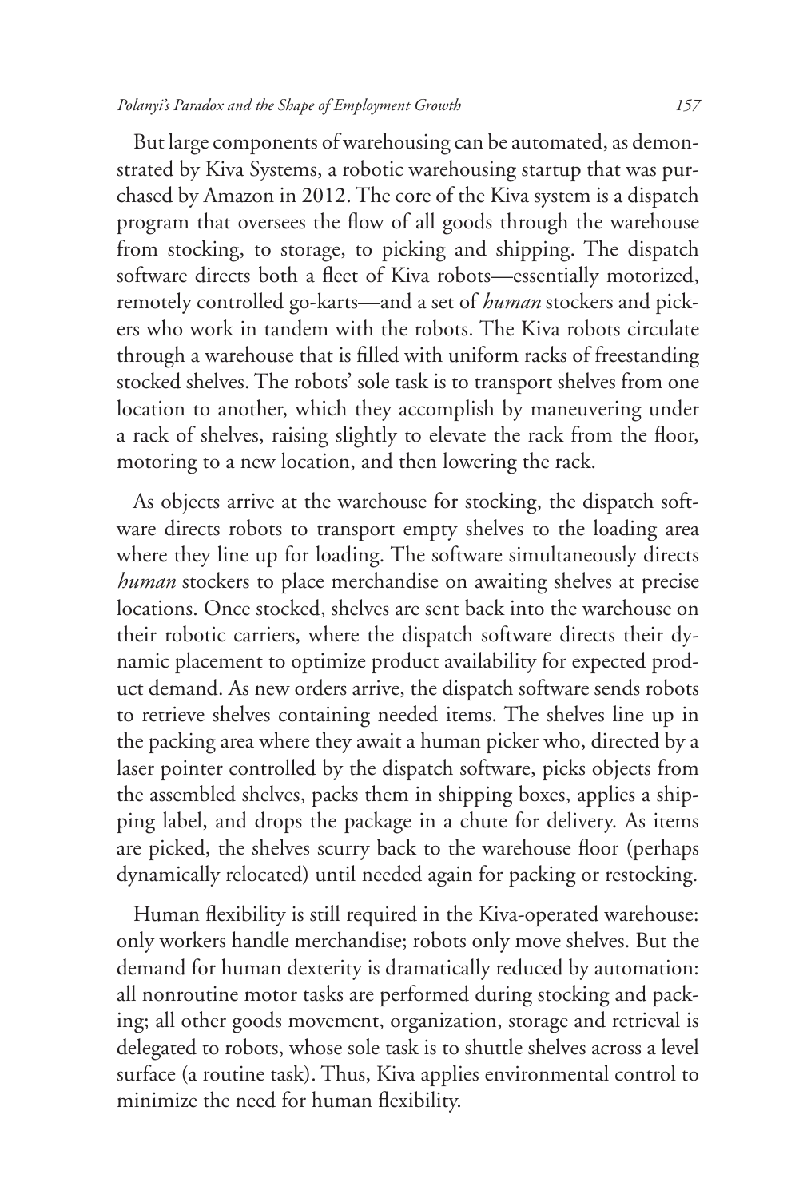But large components of warehousing can be automated, as demonstrated by Kiva Systems, a robotic warehousing startup that was purchased by Amazon in 2012. The core of the Kiva system is a dispatch program that oversees the flow of all goods through the warehouse from stocking, to storage, to picking and shipping. The dispatch software directs both a fleet of Kiva robots—essentially motorized, remotely controlled go-karts—and a set of *human* stockers and pickers who work in tandem with the robots. The Kiva robots circulate through a warehouse that is filled with uniform racks of freestanding stocked shelves. The robots' sole task is to transport shelves from one location to another, which they accomplish by maneuvering under a rack of shelves, raising slightly to elevate the rack from the floor, motoring to a new location, and then lowering the rack.

As objects arrive at the warehouse for stocking, the dispatch software directs robots to transport empty shelves to the loading area where they line up for loading. The software simultaneously directs *human* stockers to place merchandise on awaiting shelves at precise locations. Once stocked, shelves are sent back into the warehouse on their robotic carriers, where the dispatch software directs their dynamic placement to optimize product availability for expected product demand. As new orders arrive, the dispatch software sends robots to retrieve shelves containing needed items. The shelves line up in the packing area where they await a human picker who, directed by a laser pointer controlled by the dispatch software, picks objects from the assembled shelves, packs them in shipping boxes, applies a shipping label, and drops the package in a chute for delivery. As items are picked, the shelves scurry back to the warehouse floor (perhaps dynamically relocated) until needed again for packing or restocking.

Human flexibility is still required in the Kiva-operated warehouse: only workers handle merchandise; robots only move shelves. But the demand for human dexterity is dramatically reduced by automation: all nonroutine motor tasks are performed during stocking and packing; all other goods movement, organization, storage and retrieval is delegated to robots, whose sole task is to shuttle shelves across a level surface (a routine task). Thus, Kiva applies environmental control to minimize the need for human flexibility.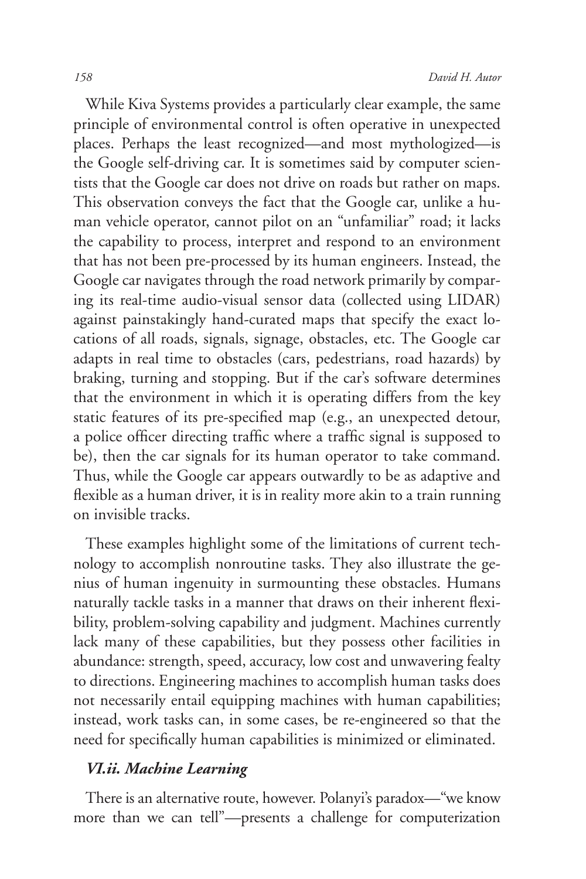While Kiva Systems provides a particularly clear example, the same principle of environmental control is often operative in unexpected places. Perhaps the least recognized—and most mythologized—is the Google self-driving car. It is sometimes said by computer scientists that the Google car does not drive on roads but rather on maps. This observation conveys the fact that the Google car, unlike a human vehicle operator, cannot pilot on an "unfamiliar" road; it lacks the capability to process, interpret and respond to an environment that has not been pre-processed by its human engineers. Instead, the Google car navigates through the road network primarily by comparing its real-time audio-visual sensor data (collected using LIDAR) against painstakingly hand-curated maps that specify the exact locations of all roads, signals, signage, obstacles, etc. The Google car adapts in real time to obstacles (cars, pedestrians, road hazards) by braking, turning and stopping. But if the car's software determines that the environment in which it is operating differs from the key static features of its pre-specified map (e.g., an unexpected detour, a police officer directing traffic where a traffic signal is supposed to be), then the car signals for its human operator to take command. Thus, while the Google car appears outwardly to be as adaptive and flexible as a human driver, it is in reality more akin to a train running on invisible tracks.

These examples highlight some of the limitations of current technology to accomplish nonroutine tasks. They also illustrate the genius of human ingenuity in surmounting these obstacles. Humans naturally tackle tasks in a manner that draws on their inherent flexibility, problem-solving capability and judgment. Machines currently lack many of these capabilities, but they possess other facilities in abundance: strength, speed, accuracy, low cost and unwavering fealty to directions. Engineering machines to accomplish human tasks does not necessarily entail equipping machines with human capabilities; instead, work tasks can, in some cases, be re-engineered so that the need for specifically human capabilities is minimized or eliminated.

### *VI.ii. Machine Learning*

There is an alternative route, however. Polanyi's paradox—"we know more than we can tell"—presents a challenge for computerization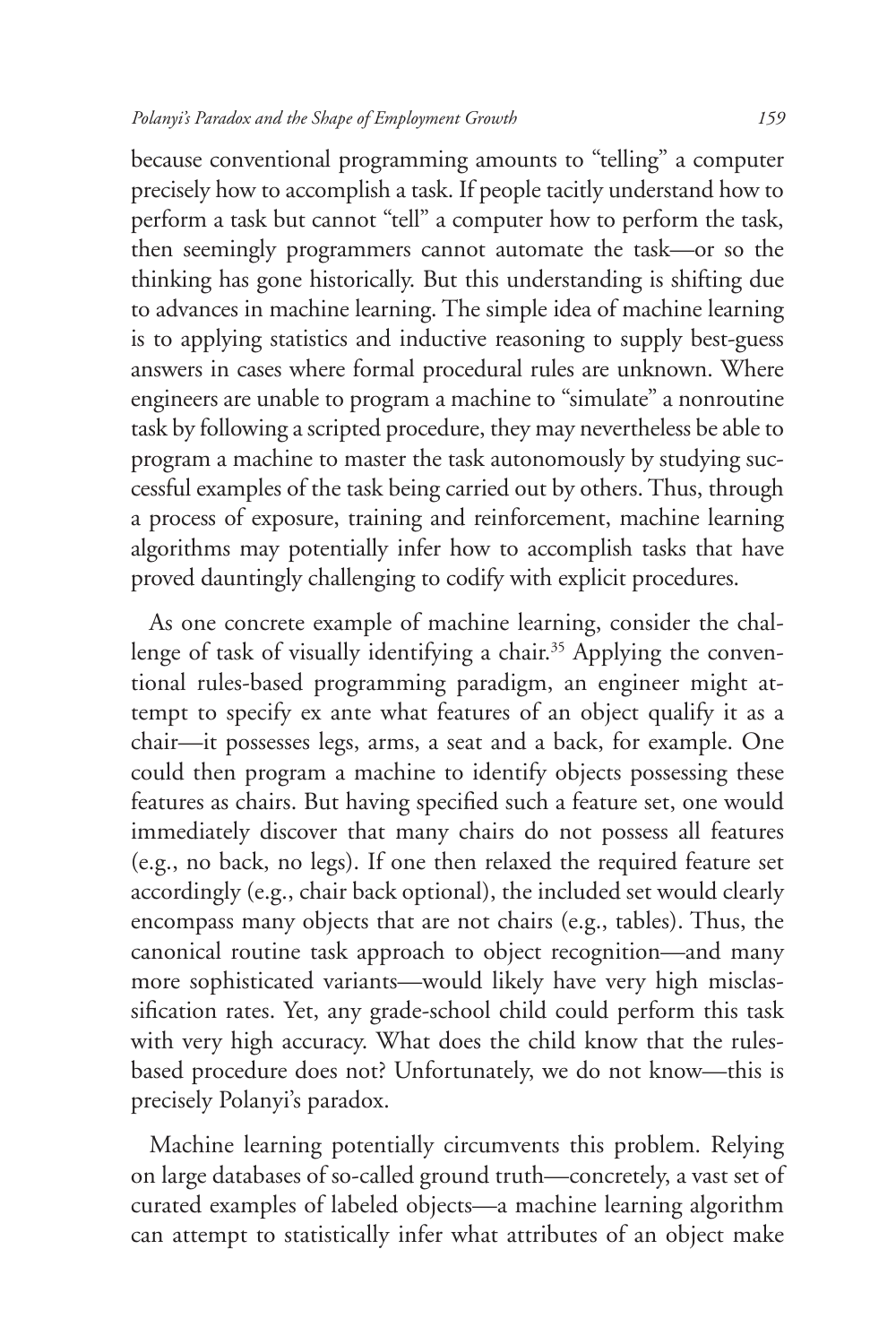because conventional programming amounts to "telling" a computer precisely how to accomplish a task. If people tacitly understand how to perform a task but cannot "tell" a computer how to perform the task, then seemingly programmers cannot automate the task—or so the thinking has gone historically. But this understanding is shifting due to advances in machine learning. The simple idea of machine learning is to applying statistics and inductive reasoning to supply best-guess answers in cases where formal procedural rules are unknown. Where engineers are unable to program a machine to "simulate" a nonroutine task by following a scripted procedure, they may nevertheless be able to program a machine to master the task autonomously by studying successful examples of the task being carried out by others. Thus, through a process of exposure, training and reinforcement, machine learning algorithms may potentially infer how to accomplish tasks that have proved dauntingly challenging to codify with explicit procedures.

As one concrete example of machine learning, consider the challenge of task of visually identifying a chair.[35] Applying the conventional rules-based programming paradigm, an engineer might attempt to specify ex ante what features of an object qualify it as a chair—it possesses legs, arms, a seat and a back, for example. One could then program a machine to identify objects possessing these features as chairs. But having specified such a feature set, one would immediately discover that many chairs do not possess all features (e.g., no back, no legs). If one then relaxed the required feature set accordingly (e.g., chair back optional), the included set would clearly encompass many objects that are not chairs (e.g., tables). Thus, the canonical routine task approach to object recognition—and many more sophisticated variants—would likely have very high misclassification rates. Yet, any grade-school child could perform this task with very high accuracy. What does the child know that the rules-based procedure does not? Unfortunately, we do not know—this is precisely Polanyi's paradox.

Machine learning potentially circumvents this problem. Relying on large databases of so-called ground truth—concretely, a vast set of curated examples of labeled objects—a machine learning algorithm can attempt to statistically infer what attributes of an object make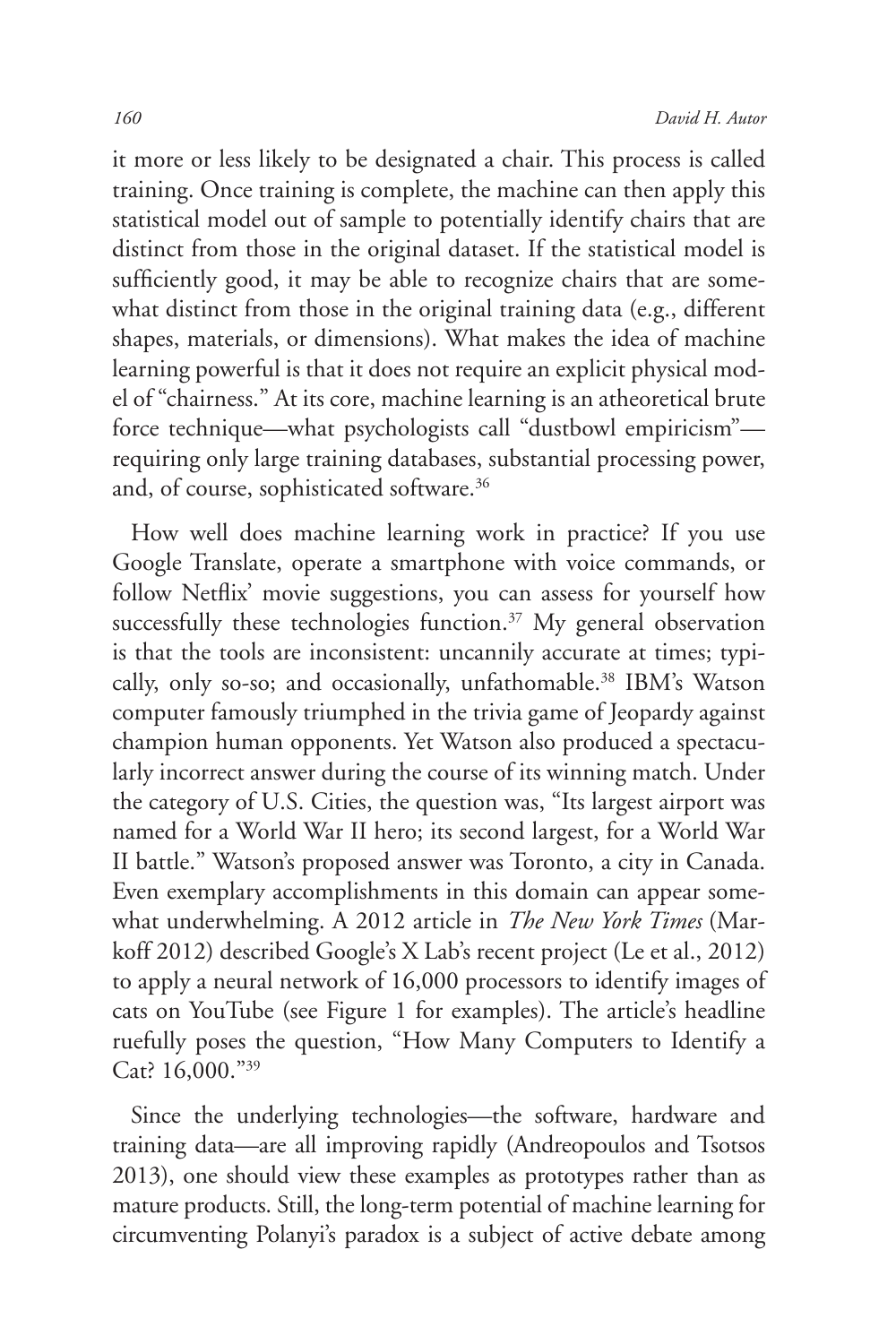it more or less likely to be designated a chair. This process is called training. Once training is complete, the machine can then apply this statistical model out of sample to potentially identify chairs that are distinct from those in the original dataset. If the statistical model is sufficiently good, it may be able to recognize chairs that are somewhat distinct from those in the original training data (e.g., different shapes, materials, or dimensions). What makes the idea of machine learning powerful is that it does not require an explicit physical model of "chairness." At its core, machine learning is an atheoretical brute force technique—what psychologists call "dustbowl empiricism"—requiring only large training databases, substantial processing power, and, of course, sophisticated software.[36]

How well does machine learning work in practice? If you use Google Translate, operate a smartphone with voice commands, or follow Netflix' movie suggestions, you can assess for yourself how successfully these technologies function.[37] My general observation is that the tools are inconsistent: uncannily accurate at times; typically, only so-so; and occasionally, unfathomable.[38] IBM's Watson computer famously triumphed in the trivia game of Jeopardy against champion human opponents. Yet Watson also produced a spectacularly incorrect answer during the course of its winning match. Under the category of U.S. Cities, the question was, "Its largest airport was named for a World War II hero; its second largest, for a World War II battle." Watson's proposed answer was Toronto, a city in Canada. Even exemplary accomplishments in this domain can appear somewhat underwhelming. A 2012 article in *The New York Times* (Markoff 2012) described Google's X Lab's recent project (Le et al., 2012) to apply a neural network of 16,000 processors to identify images of cats on YouTube (see Figure 1 for examples). The article's headline ruefully poses the question, "How Many Computers to Identify a Cat? 16,000."[39]

Since the underlying technologies—the software, hardware and training data—are all improving rapidly (Andreopoulos and Tsotsos 2013), one should view these examples as prototypes rather than as mature products. Still, the long-term potential of machine learning for circumventing Polanyi's paradox is a subject of active debate among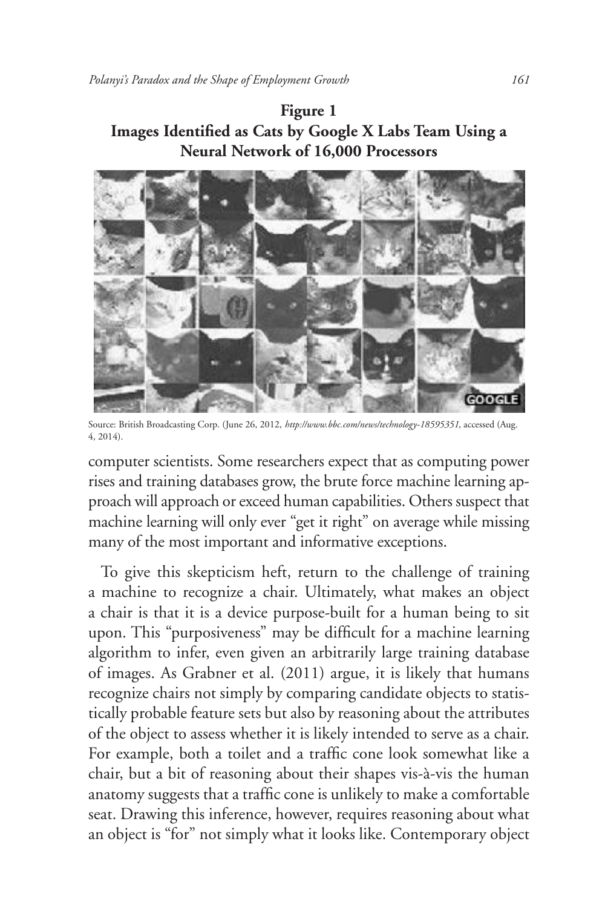**Figure 1**
**Images Identified as Cats by Google X Labs Team Using a Neural Network of 16,000 Processors**

Source: British Broadcasting Corp. (June 26, 2012, *http://www.bbc.com/news/technology-18595351*, accessed (Aug. 4, 2014).

computer scientists. Some researchers expect that as computing power rises and training databases grow, the brute force machine learning approach will approach or exceed human capabilities. Others suspect that machine learning will only ever "get it right" on average while missing many of the most important and informative exceptions.

To give this skepticism heft, return to the challenge of training a machine to recognize a chair. Ultimately, what makes an object a chair is that it is a device purpose-built for a human being to sit upon. This "purposiveness" may be difficult for a machine learning algorithm to infer, even given an arbitrarily large training database of images. As Grabner et al. (2011) argue, it is likely that humans recognize chairs not simply by comparing candidate objects to statistically probable feature sets but also by reasoning about the attributes of the object to assess whether it is likely intended to serve as a chair. For example, both a toilet and a traffic cone look somewhat like a chair, but a bit of reasoning about their shapes vis-à-vis the human anatomy suggests that a traffic cone is unlikely to make a comfortable seat. Drawing this inference, however, requires reasoning about what an object is "for" not simply what it looks like. Contemporary object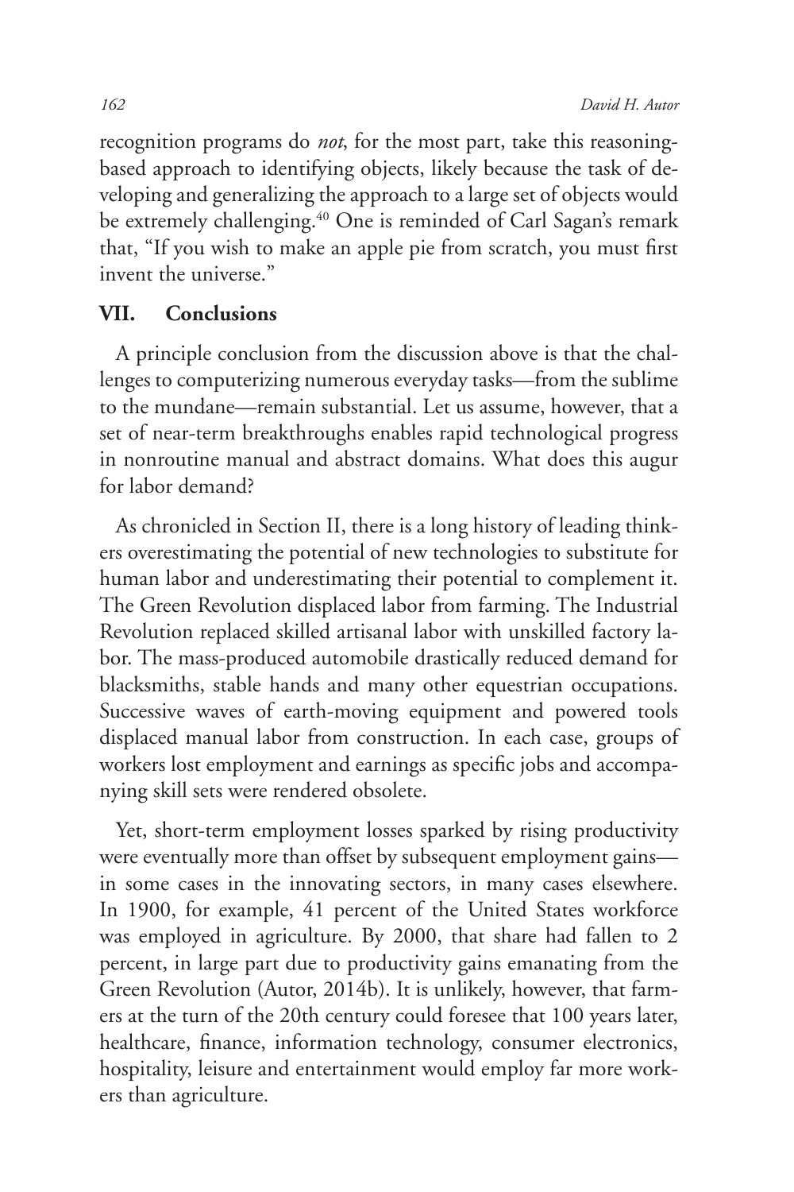recognition programs do *not*, for the most part, take this reasoning-based approach to identifying objects, likely because the task of developing and generalizing the approach to a large set of objects would be extremely challenging.[40] One is reminded of Carl Sagan's remark that, "If you wish to make an apple pie from scratch, you must first invent the universe."

## VII. Conclusions

A principle conclusion from the discussion above is that the challenges to computerizing numerous everyday tasks—from the sublime to the mundane—remain substantial. Let us assume, however, that a set of near-term breakthroughs enables rapid technological progress in nonroutine manual and abstract domains. What does this augur for labor demand?

As chronicled in Section II, there is a long history of leading thinkers overestimating the potential of new technologies to substitute for human labor and underestimating their potential to complement it. The Green Revolution displaced labor from farming. The Industrial Revolution replaced skilled artisanal labor with unskilled factory labor. The mass-produced automobile drastically reduced demand for blacksmiths, stable hands and many other equestrian occupations. Successive waves of earth-moving equipment and powered tools displaced manual labor from construction. In each case, groups of workers lost employment and earnings as specific jobs and accompanying skill sets were rendered obsolete.

Yet, short-term employment losses sparked by rising productivity were eventually more than offset by subsequent employment gains—in some cases in the innovating sectors, in many cases elsewhere. In 1900, for example, 41 percent of the United States workforce was employed in agriculture. By 2000, that share had fallen to 2 percent, in large part due to productivity gains emanating from the Green Revolution (Autor, 2014b). It is unlikely, however, that farmers at the turn of the 20th century could foresee that 100 years later, healthcare, finance, information technology, consumer electronics, hospitality, leisure and entertainment would employ far more workers than agriculture.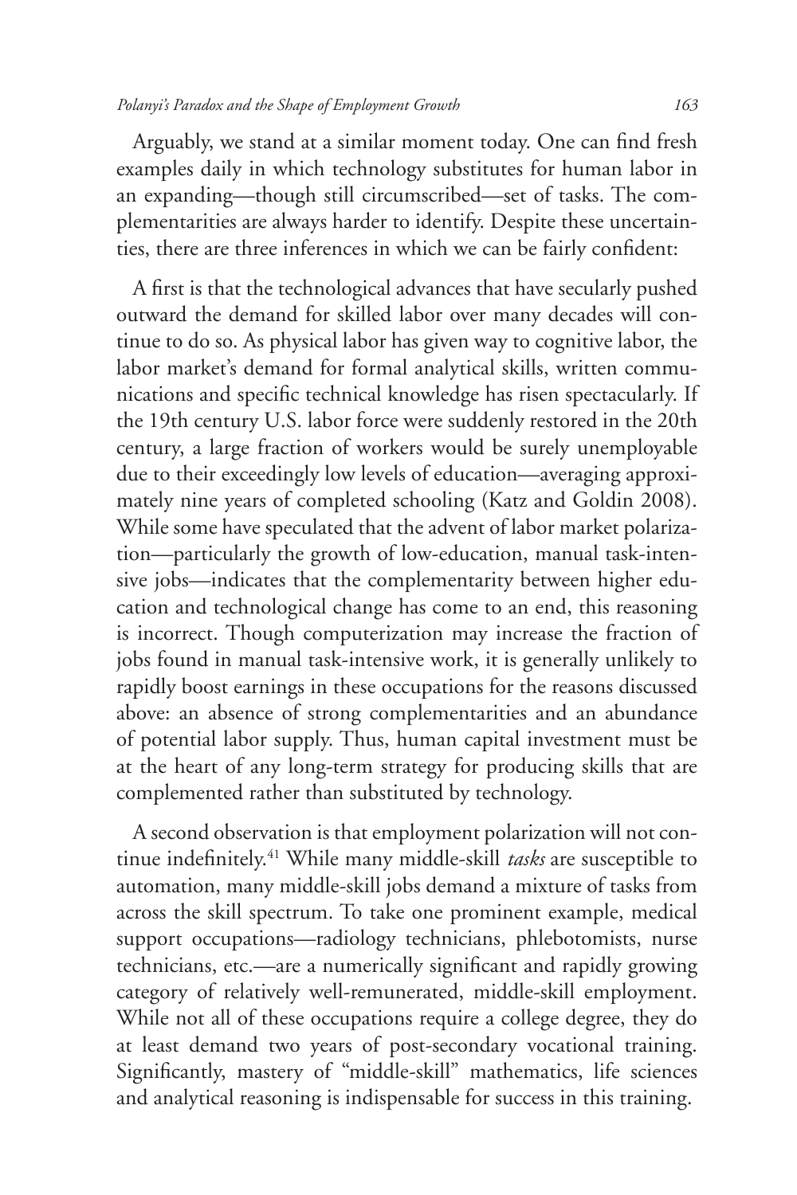Arguably, we stand at a similar moment today. One can find fresh examples daily in which technology substitutes for human labor in an expanding—though still circumscribed—set of tasks. The complementarities are always harder to identify. Despite these uncertainties, there are three inferences in which we can be fairly confident:

A first is that the technological advances that have secularly pushed outward the demand for skilled labor over many decades will continue to do so. As physical labor has given way to cognitive labor, the labor market's demand for formal analytical skills, written communications and specific technical knowledge has risen spectacularly. If the 19th century U.S. labor force were suddenly restored in the 20th century, a large fraction of workers would be surely unemployable due to their exceedingly low levels of education—averaging approximately nine years of completed schooling (Katz and Goldin 2008). While some have speculated that the advent of labor market polarization—particularly the growth of low-education, manual task-intensive jobs—indicates that the complementarity between higher education and technological change has come to an end, this reasoning is incorrect. Though computerization may increase the fraction of jobs found in manual task-intensive work, it is generally unlikely to rapidly boost earnings in these occupations for the reasons discussed above: an absence of strong complementarities and an abundance of potential labor supply. Thus, human capital investment must be at the heart of any long-term strategy for producing skills that are complemented rather than substituted by technology.

A second observation is that employment polarization will not continue indefinitely.[41] While many middle-skill *tasks* are susceptible to automation, many middle-skill jobs demand a mixture of tasks from across the skill spectrum. To take one prominent example, medical support occupations—radiology technicians, phlebotomists, nurse technicians, etc.—are a numerically significant and rapidly growing category of relatively well-remunerated, middle-skill employment. While not all of these occupations require a college degree, they do at least demand two years of post-secondary vocational training. Significantly, mastery of "middle-skill" mathematics, life sciences and analytical reasoning is indispensable for success in this training.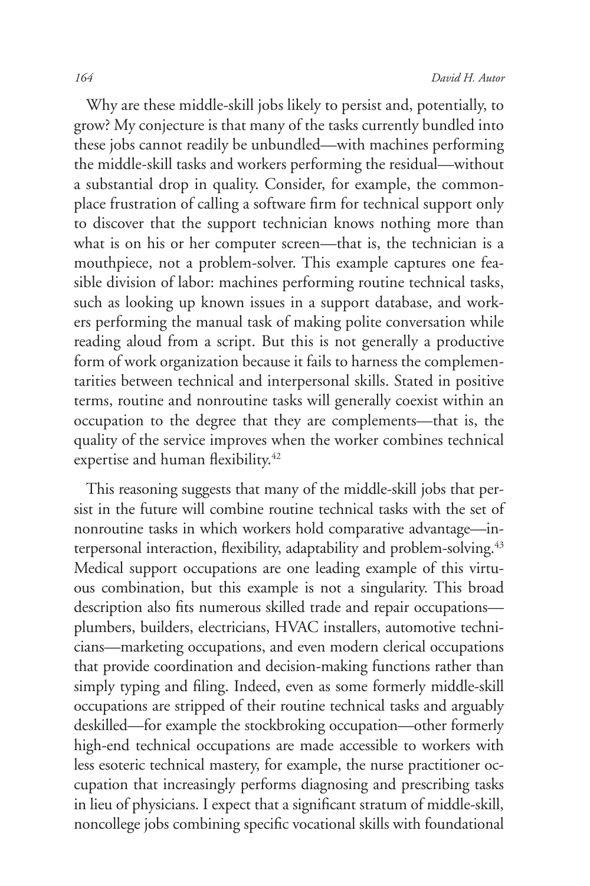Why are these middle-skill jobs likely to persist and, potentially, to grow? My conjecture is that many of the tasks currently bundled into these jobs cannot readily be unbundled—with machines performing the middle-skill tasks and workers performing the residual—without a substantial drop in quality. Consider, for example, the commonplace frustration of calling a software firm for technical support only to discover that the support technician knows nothing more than what is on his or her computer screen—that is, the technician is a mouthpiece, not a problem-solver. This example captures one feasible division of labor: machines performing routine technical tasks, such as looking up known issues in a support database, and workers performing the manual task of making polite conversation while reading aloud from a script. But this is not generally a productive form of work organization because it fails to harness the complementarities between technical and interpersonal skills. Stated in positive terms, routine and nonroutine tasks will generally coexist within an occupation to the degree that they are complements—that is, the quality of the service improves when the worker combines technical expertise and human flexibility.[42]

This reasoning suggests that many of the middle-skill jobs that persist in the future will combine routine technical tasks with the set of nonroutine tasks in which workers hold comparative advantage—interpersonal interaction, flexibility, adaptability and problem-solving.[43] Medical support occupations are one leading example of this virtuous combination, but this example is not a singularity. This broad description also fits numerous skilled trade and repair occupations—plumbers, builders, electricians, HVAC installers, automotive technicians—marketing occupations, and even modern clerical occupations that provide coordination and decision-making functions rather than simply typing and filing. Indeed, even as some formerly middle-skill occupations are stripped of their routine technical tasks and arguably deskilled—for example the stockbroking occupation—other formerly high-end technical occupations are made accessible to workers with less esoteric technical mastery, for example, the nurse practitioner occupation that increasingly performs diagnosing and prescribing tasks in lieu of physicians. I expect that a significant stratum of middle-skill, noncollege jobs combining specific vocational skills with foundational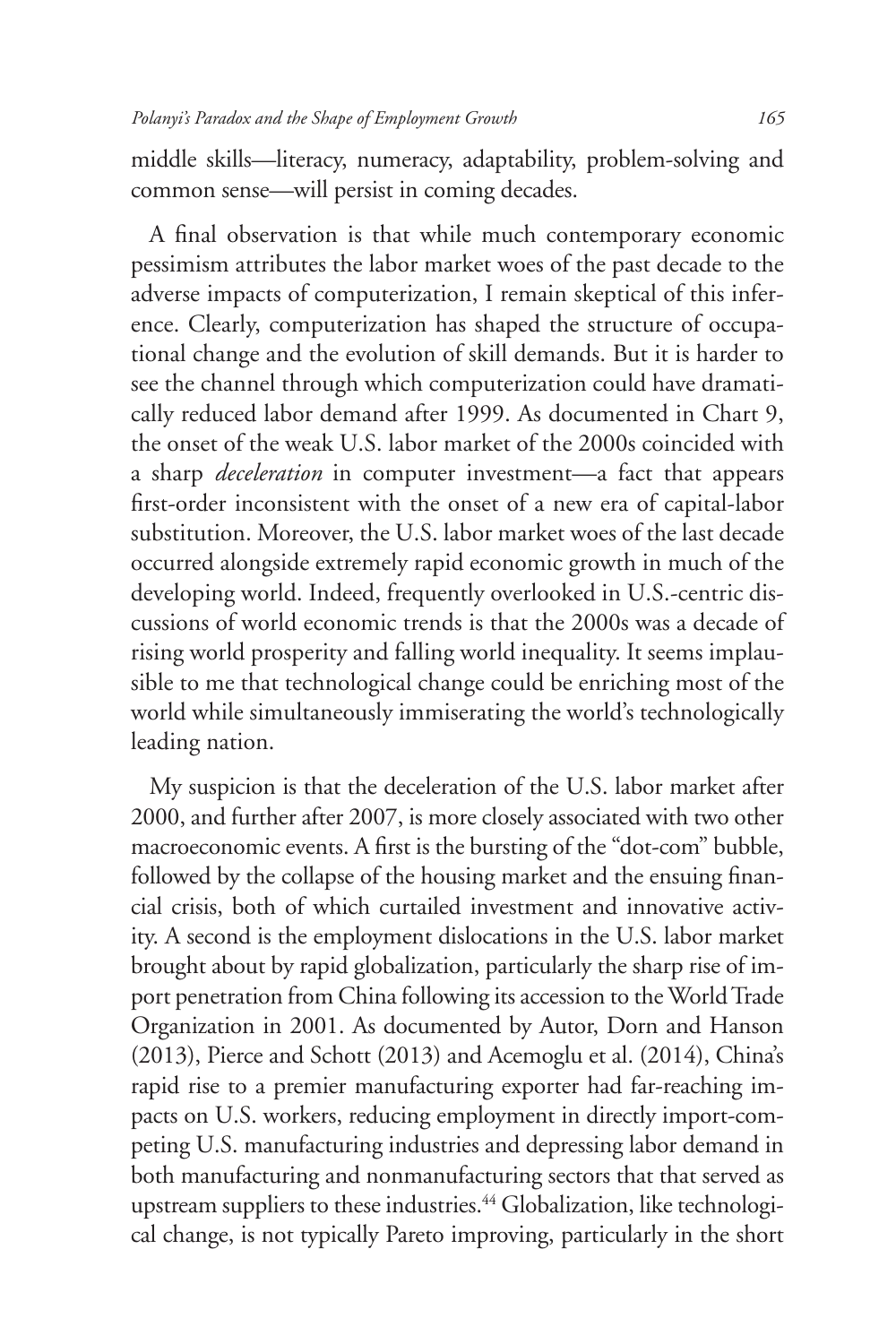middle skills—literacy, numeracy, adaptability, problem-solving and common sense—will persist in coming decades.

A final observation is that while much contemporary economic pessimism attributes the labor market woes of the past decade to the adverse impacts of computerization, I remain skeptical of this inference. Clearly, computerization has shaped the structure of occupational change and the evolution of skill demands. But it is harder to see the channel through which computerization could have dramatically reduced labor demand after 1999. As documented in Chart 9, the onset of the weak U.S. labor market of the 2000s coincided with a sharp *deceleration* in computer investment—a fact that appears first-order inconsistent with the onset of a new era of capital-labor substitution. Moreover, the U.S. labor market woes of the last decade occurred alongside extremely rapid economic growth in much of the developing world. Indeed, frequently overlooked in U.S.-centric discussions of world economic trends is that the 2000s was a decade of rising world prosperity and falling world inequality. It seems implausible to me that technological change could be enriching most of the world while simultaneously immiserating the world's technologically leading nation.

My suspicion is that the deceleration of the U.S. labor market after 2000, and further after 2007, is more closely associated with two other macroeconomic events. A first is the bursting of the "dot-com" bubble, followed by the collapse of the housing market and the ensuing financial crisis, both of which curtailed investment and innovative activity. A second is the employment dislocations in the U.S. labor market brought about by rapid globalization, particularly the sharp rise of import penetration from China following its accession to the World Trade Organization in 2001. As documented by Autor, Dorn and Hanson (2013), Pierce and Schott (2013) and Acemoglu et al. (2014), China's rapid rise to a premier manufacturing exporter had far-reaching impacts on U.S. workers, reducing employment in directly import-competing U.S. manufacturing industries and depressing labor demand in both manufacturing and nonmanufacturing sectors that that served as upstream suppliers to these industries.[44] Globalization, like technological change, is not typically Pareto improving, particularly in the short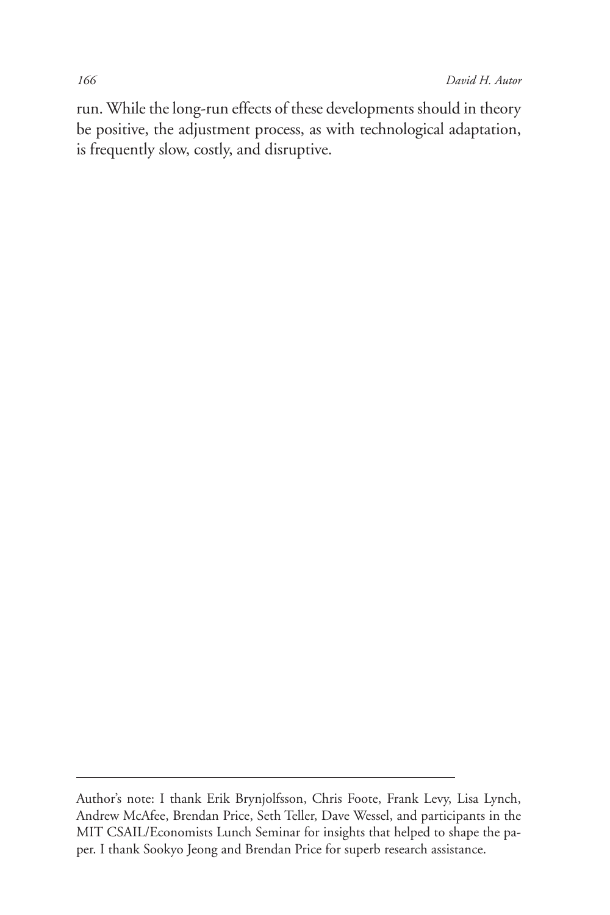run. While the long-run effects of these developments should in theory be positive, the adjustment process, as with technological adaptation, is frequently slow, costly, and disruptive.

---

Author's note: I thank Erik Brynjolfsson, Chris Foote, Frank Levy, Lisa Lynch, Andrew McAfee, Brendan Price, Seth Teller, Dave Wessel, and participants in the MIT CSAIL/Economists Lunch Seminar for insights that helped to shape the paper. I thank Sookyo Jeong and Brendan Price for superb research assistance.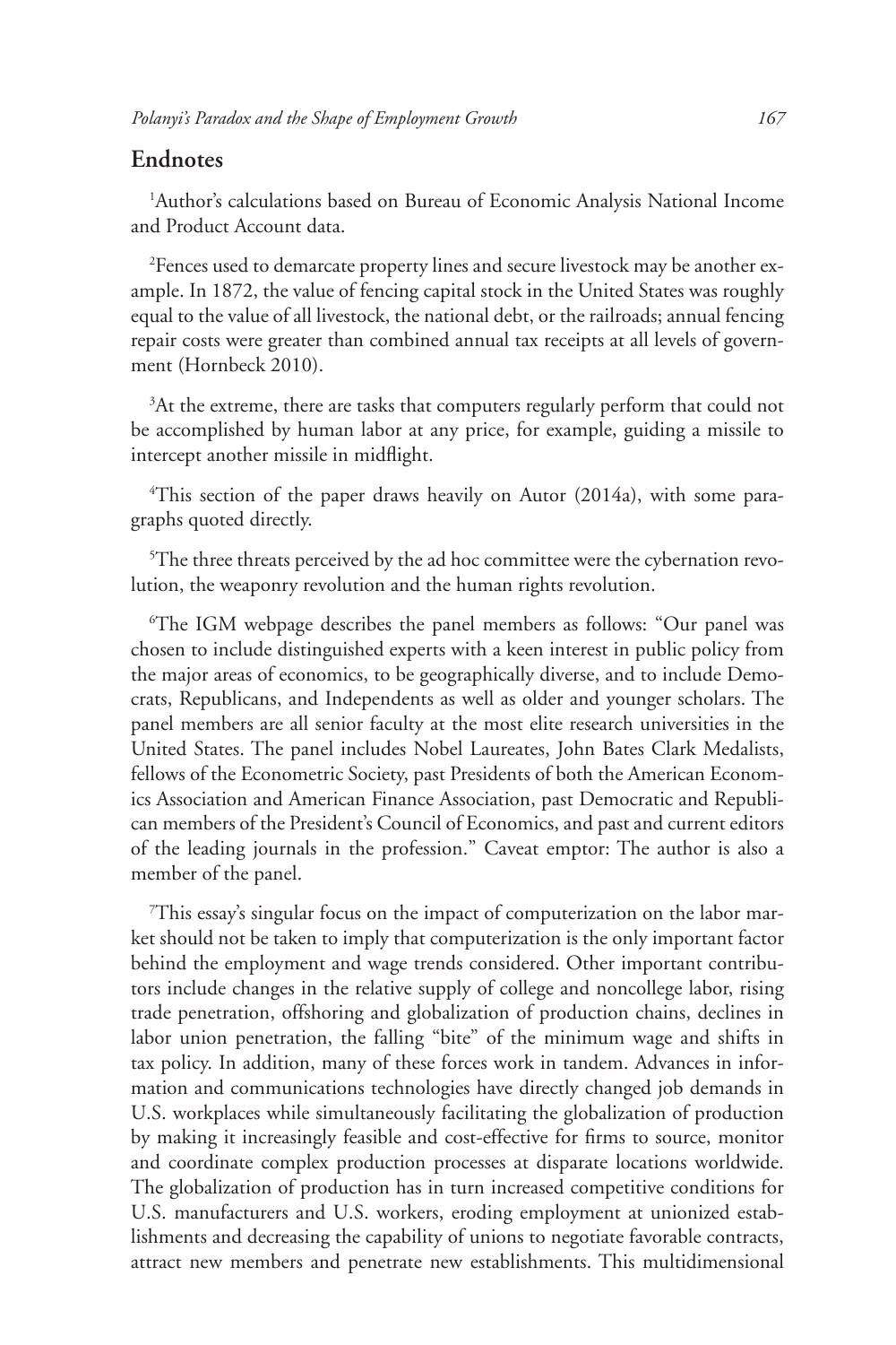## Endnotes

[1]Author's calculations based on Bureau of Economic Analysis National Income and Product Account data.

[2]Fences used to demarcate property lines and secure livestock may be another example. In 1872, the value of fencing capital stock in the United States was roughly equal to the value of all livestock, the national debt, or the railroads; annual fencing repair costs were greater than combined annual tax receipts at all levels of government (Hornbeck 2010).

[3]At the extreme, there are tasks that computers regularly perform that could not be accomplished by human labor at any price, for example, guiding a missile to intercept another missile in midflight.

[4]This section of the paper draws heavily on Autor (2014a), with some paragraphs quoted directly.

[5]The three threats perceived by the ad hoc committee were the cybernation revolution, the weaponry revolution and the human rights revolution.

[6]The IGM webpage describes the panel members as follows: "Our panel was chosen to include distinguished experts with a keen interest in public policy from the major areas of economics, to be geographically diverse, and to include Democrats, Republicans, and Independents as well as older and younger scholars. The panel members are all senior faculty at the most elite research universities in the United States. The panel includes Nobel Laureates, John Bates Clark Medalists, fellows of the Econometric Society, past Presidents of both the American Economics Association and American Finance Association, past Democratic and Republican members of the President's Council of Economics, and past and current editors of the leading journals in the profession." Caveat emptor: The author is also a member of the panel.

[7]This essay's singular focus on the impact of computerization on the labor market should not be taken to imply that computerization is the only important factor behind the employment and wage trends considered. Other important contributors include changes in the relative supply of college and noncollege labor, rising trade penetration, offshoring and globalization of production chains, declines in labor union penetration, the falling "bite" of the minimum wage and shifts in tax policy. In addition, many of these forces work in tandem. Advances in information and communications technologies have directly changed job demands in U.S. workplaces while simultaneously facilitating the globalization of production by making it increasingly feasible and cost-effective for firms to source, monitor and coordinate complex production processes at disparate locations worldwide. The globalization of production has in turn increased competitive conditions for U.S. manufacturers and U.S. workers, eroding employment at unionized establishments and decreasing the capability of unions to negotiate favorable contracts, attract new members and penetrate new establishments. This multidimensional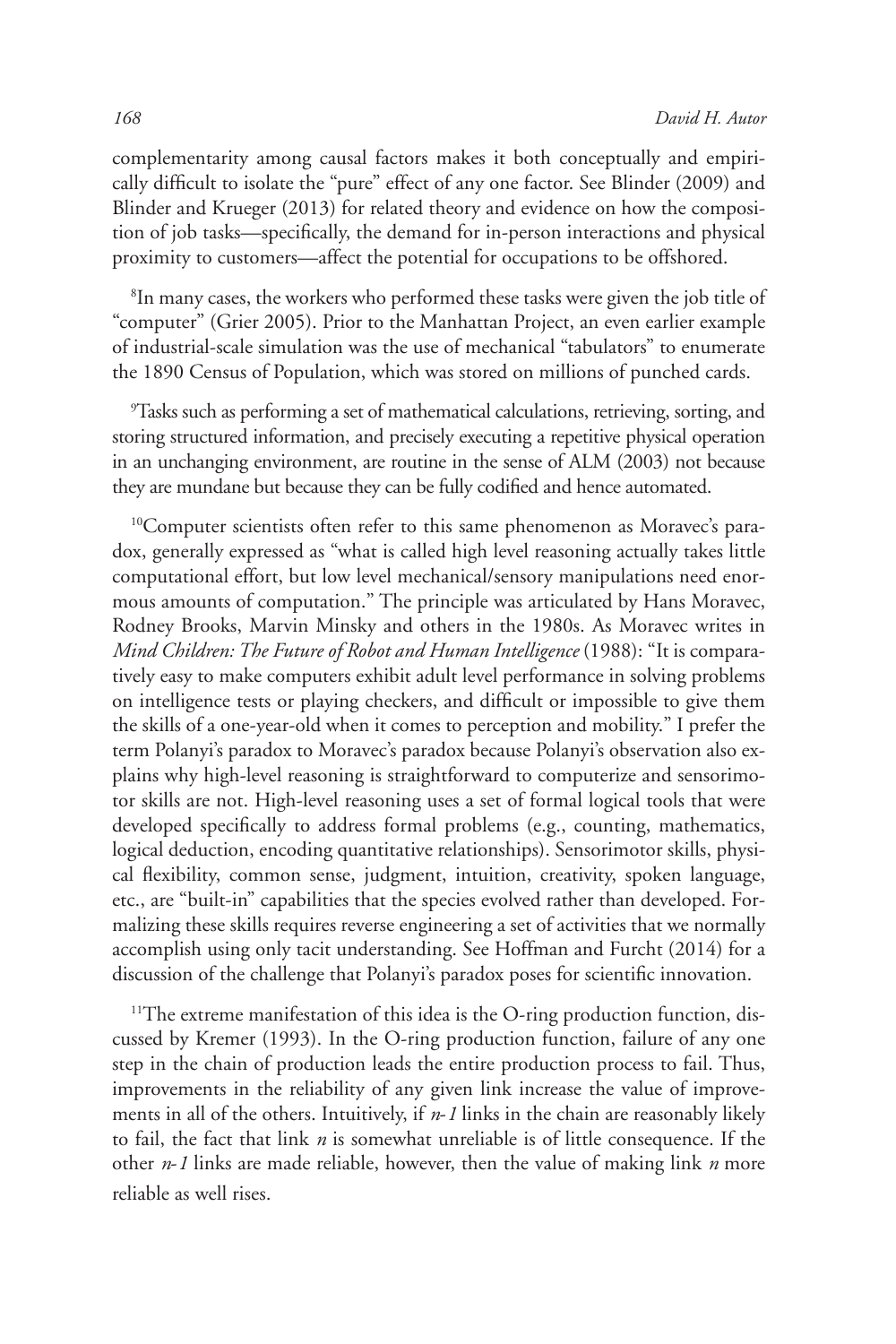complementarity among causal factors makes it both conceptually and empirically difficult to isolate the "pure" effect of any one factor. See Blinder (2009) and Blinder and Krueger (2013) for related theory and evidence on how the composition of job tasks—specifically, the demand for in-person interactions and physical proximity to customers—affect the potential for occupations to be offshored.

[8]In many cases, the workers who performed these tasks were given the job title of "computer" (Grier 2005). Prior to the Manhattan Project, an even earlier example of industrial-scale simulation was the use of mechanical "tabulators" to enumerate the 1890 Census of Population, which was stored on millions of punched cards.

[9]Tasks such as performing a set of mathematical calculations, retrieving, sorting, and storing structured information, and precisely executing a repetitive physical operation in an unchanging environment, are routine in the sense of ALM (2003) not because they are mundane but because they can be fully codified and hence automated.

[10]Computer scientists often refer to this same phenomenon as Moravec's paradox, generally expressed as "what is called high level reasoning actually takes little computational effort, but low level mechanical/sensory manipulations need enormous amounts of computation." The principle was articulated by Hans Moravec, Rodney Brooks, Marvin Minsky and others in the 1980s. As Moravec writes in *Mind Children: The Future of Robot and Human Intelligence* (1988): "It is comparatively easy to make computers exhibit adult level performance in solving problems on intelligence tests or playing checkers, and difficult or impossible to give them the skills of a one-year-old when it comes to perception and mobility." I prefer the term Polanyi's paradox to Moravec's paradox because Polanyi's observation also explains why high-level reasoning is straightforward to computerize and sensorimotor skills are not. High-level reasoning uses a set of formal logical tools that were developed specifically to address formal problems (e.g., counting, mathematics, logical deduction, encoding quantitative relationships). Sensorimotor skills, physical flexibility, common sense, judgment, intuition, creativity, spoken language, etc., are "built-in" capabilities that the species evolved rather than developed. Formalizing these skills requires reverse engineering a set of activities that we normally accomplish using only tacit understanding. See Hoffman and Furcht (2014) for a discussion of the challenge that Polanyi's paradox poses for scientific innovation.

[11]The extreme manifestation of this idea is the O-ring production function, discussed by Kremer (1993). In the O-ring production function, failure of any one step in the chain of production leads the entire production process to fail. Thus, improvements in the reliability of any given link increase the value of improvements in all of the others. Intuitively, if $n-1$ links in the chain are reasonably likely to fail, the fact that link $n$ is somewhat unreliable is of little consequence. If the other $n-1$ links are made reliable, however, then the value of making link $n$ more reliable as well rises.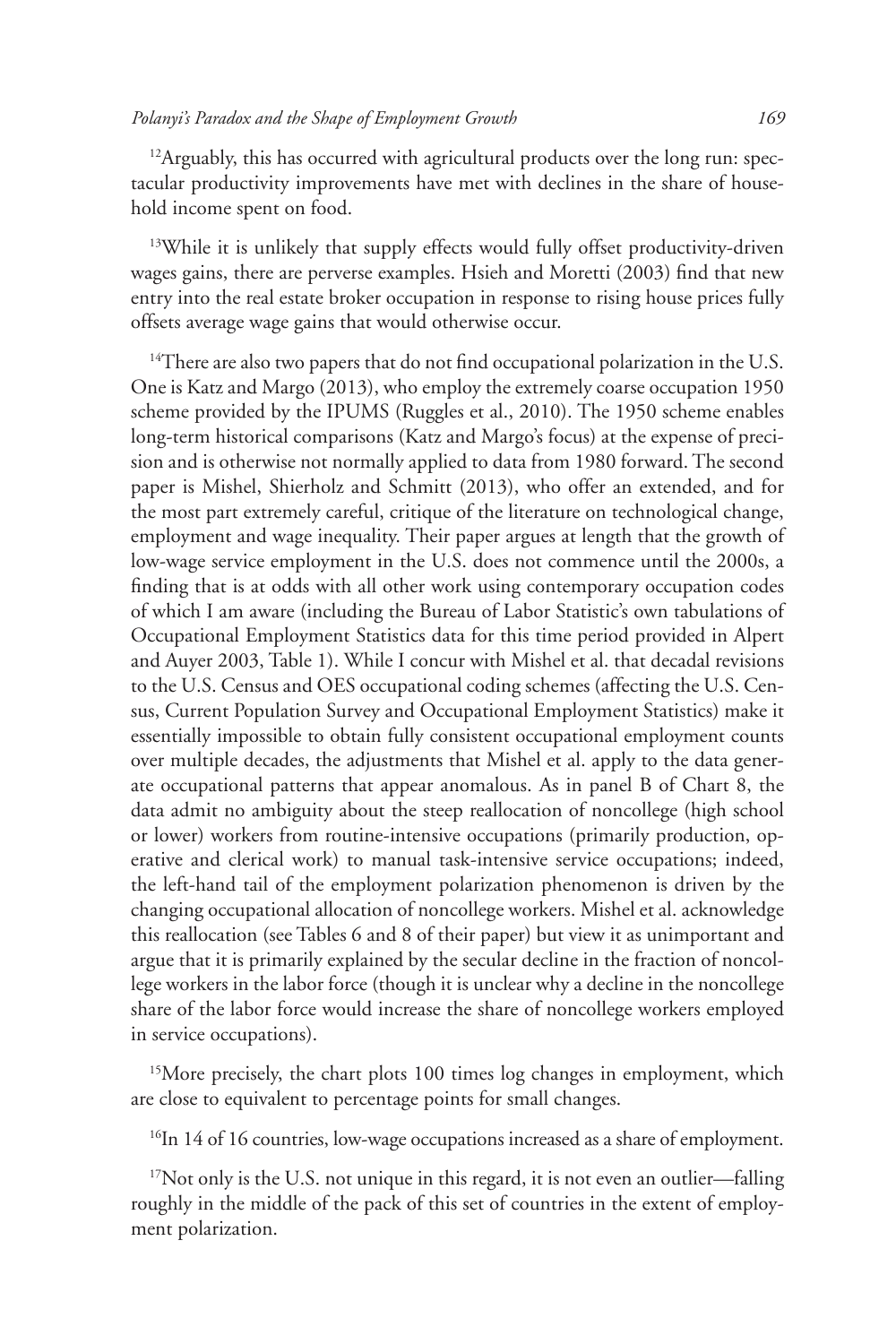[12]Arguably, this has occurred with agricultural products over the long run: spectacular productivity improvements have met with declines in the share of household income spent on food.

[13]While it is unlikely that supply effects would fully offset productivity-driven wages gains, there are perverse examples. Hsieh and Moretti (2003) find that new entry into the real estate broker occupation in response to rising house prices fully offsets average wage gains that would otherwise occur.

[14]There are also two papers that do not find occupational polarization in the U.S. One is Katz and Margo (2013), who employ the extremely coarse occupation 1950 scheme provided by the IPUMS (Ruggles et al., 2010). The 1950 scheme enables long-term historical comparisons (Katz and Margo's focus) at the expense of precision and is otherwise not normally applied to data from 1980 forward. The second paper is Mishel, Shierholz and Schmitt (2013), who offer an extended, and for the most part extremely careful, critique of the literature on technological change, employment and wage inequality. Their paper argues at length that the growth of low-wage service employment in the U.S. does not commence until the 2000s, a finding that is at odds with all other work using contemporary occupation codes of which I am aware (including the Bureau of Labor Statistic's own tabulations of Occupational Employment Statistics data for this time period provided in Alpert and Auyer 2003, Table 1). While I concur with Mishel et al. that decadal revisions to the U.S. Census and OES occupational coding schemes (affecting the U.S. Census, Current Population Survey and Occupational Employment Statistics) make it essentially impossible to obtain fully consistent occupational employment counts over multiple decades, the adjustments that Mishel et al. apply to the data generate occupational patterns that appear anomalous. As in panel B of Chart 8, the data admit no ambiguity about the steep reallocation of noncollege (high school or lower) workers from routine-intensive occupations (primarily production, operative and clerical work) to manual task-intensive service occupations; indeed, the left-hand tail of the employment polarization phenomenon is driven by the changing occupational allocation of noncollege workers. Mishel et al. acknowledge this reallocation (see Tables 6 and 8 of their paper) but view it as unimportant and argue that it is primarily explained by the secular decline in the fraction of noncollege workers in the labor force (though it is unclear why a decline in the noncollege share of the labor force would increase the share of noncollege workers employed in service occupations).

[15]More precisely, the chart plots 100 times log changes in employment, which are close to equivalent to percentage points for small changes.

[16]In 14 of 16 countries, low-wage occupations increased as a share of employment.

[17]Not only is the U.S. not unique in this regard, it is not even an outlier—falling roughly in the middle of the pack of this set of countries in the extent of employment polarization.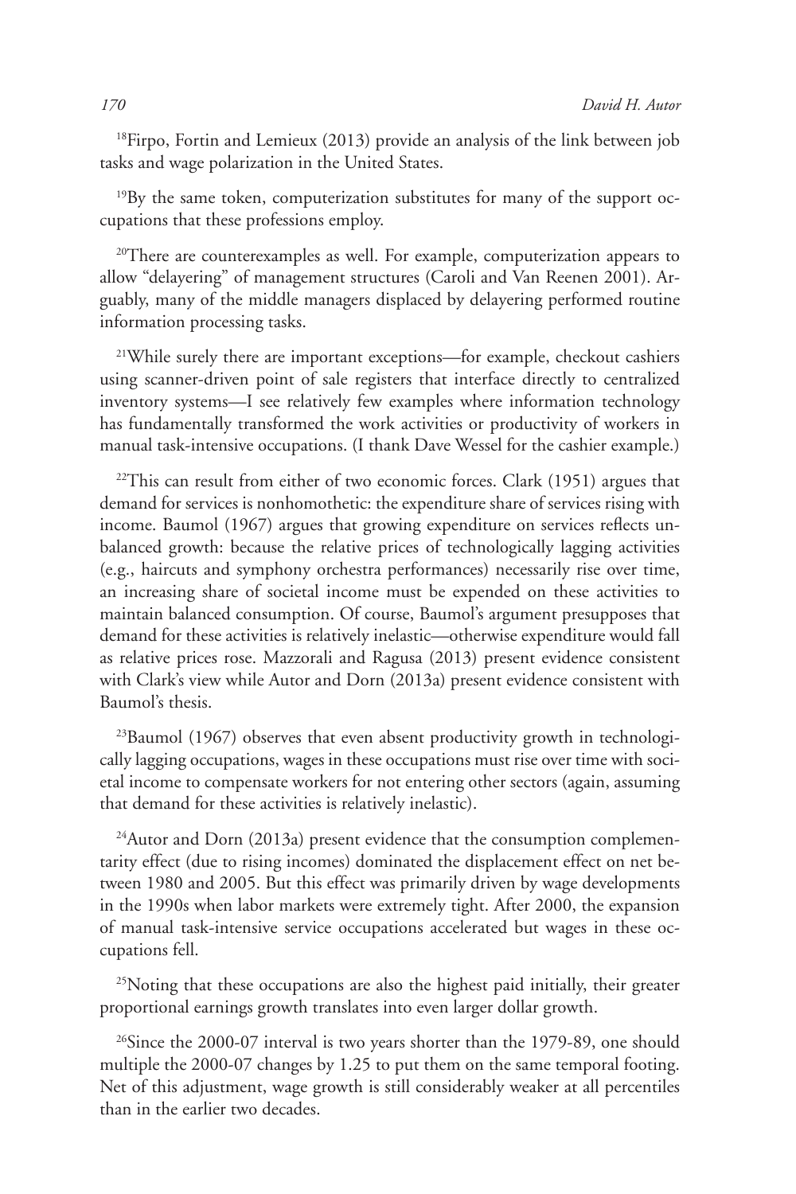[18]Firpo, Fortin and Lemieux (2013) provide an analysis of the link between job tasks and wage polarization in the United States.

[19]By the same token, computerization substitutes for many of the support occupations that these professions employ.

[20]There are counterexamples as well. For example, computerization appears to allow "delayering" of management structures (Caroli and Van Reenen 2001). Arguably, many of the middle managers displaced by delayering performed routine information processing tasks.

[21]While surely there are important exceptions—for example, checkout cashiers using scanner-driven point of sale registers that interface directly to centralized inventory systems—I see relatively few examples where information technology has fundamentally transformed the work activities or productivity of workers in manual task-intensive occupations. (I thank Dave Wessel for the cashier example.)

[22]This can result from either of two economic forces. Clark (1951) argues that demand for services is nonhomothetic: the expenditure share of services rising with income. Baumol (1967) argues that growing expenditure on services reflects unbalanced growth: because the relative prices of technologically lagging activities (e.g., haircuts and symphony orchestra performances) necessarily rise over time, an increasing share of societal income must be expended on these activities to maintain balanced consumption. Of course, Baumol's argument presupposes that demand for these activities is relatively inelastic—otherwise expenditure would fall as relative prices rose. Mazzorali and Ragusa (2013) present evidence consistent with Clark's view while Autor and Dorn (2013a) present evidence consistent with Baumol's thesis.

[23]Baumol (1967) observes that even absent productivity growth in technologically lagging occupations, wages in these occupations must rise over time with societal income to compensate workers for not entering other sectors (again, assuming that demand for these activities is relatively inelastic).

[24]Autor and Dorn (2013a) present evidence that the consumption complementarity effect (due to rising incomes) dominated the displacement effect on net between 1980 and 2005. But this effect was primarily driven by wage developments in the 1990s when labor markets were extremely tight. After 2000, the expansion of manual task-intensive service occupations accelerated but wages in these occupations fell.

[25]Noting that these occupations are also the highest paid initially, their greater proportional earnings growth translates into even larger dollar growth.

[26]Since the 2000-07 interval is two years shorter than the 1979-89, one should multiple the 2000-07 changes by 1.25 to put them on the same temporal footing. Net of this adjustment, wage growth is still considerably weaker at all percentiles than in the earlier two decades.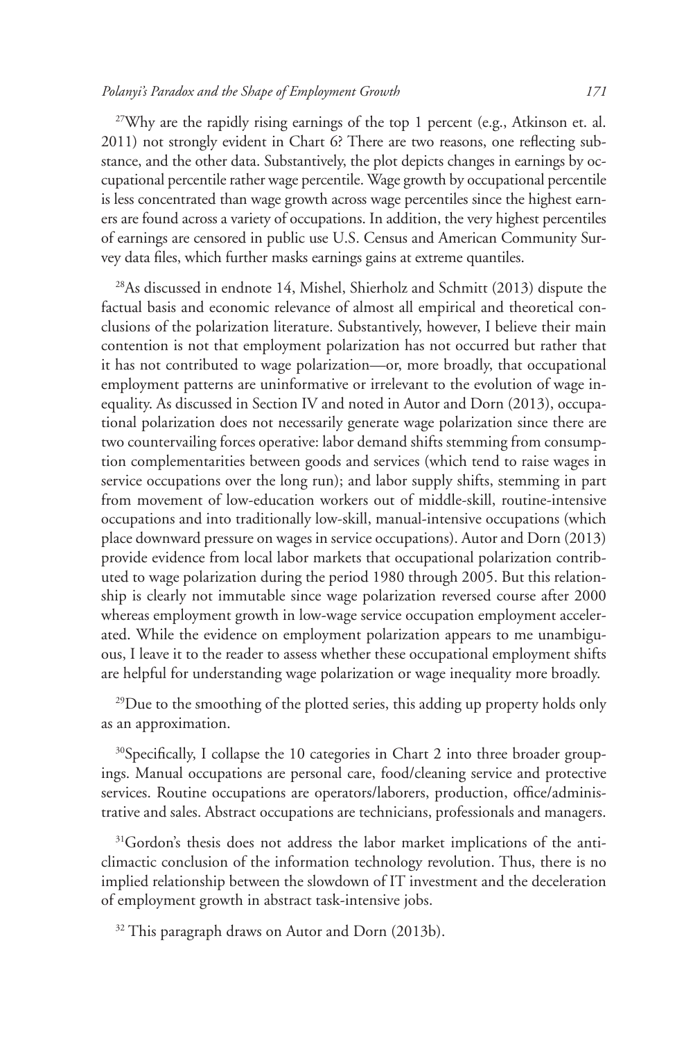[27]Why are the rapidly rising earnings of the top 1 percent (e.g., Atkinson et. al. 2011) not strongly evident in Chart 6? There are two reasons, one reflecting substance, and the other data. Substantively, the plot depicts changes in earnings by occupational percentile rather wage percentile. Wage growth by occupational percentile is less concentrated than wage growth across wage percentiles since the highest earners are found across a variety of occupations. In addition, the very highest percentiles of earnings are censored in public use U.S. Census and American Community Survey data files, which further masks earnings gains at extreme quantiles.

[28]As discussed in endnote 14, Mishel, Shierholz and Schmitt (2013) dispute the factual basis and economic relevance of almost all empirical and theoretical conclusions of the polarization literature. Substantively, however, I believe their main contention is not that employment polarization has not occurred but rather that it has not contributed to wage polarization—or, more broadly, that occupational employment patterns are uninformative or irrelevant to the evolution of wage inequality. As discussed in Section IV and noted in Autor and Dorn (2013), occupational polarization does not necessarily generate wage polarization since there are two countervailing forces operative: labor demand shifts stemming from consumption complementarities between goods and services (which tend to raise wages in service occupations over the long run); and labor supply shifts, stemming in part from movement of low-education workers out of middle-skill, routine-intensive occupations and into traditionally low-skill, manual-intensive occupations (which place downward pressure on wages in service occupations). Autor and Dorn (2013) provide evidence from local labor markets that occupational polarization contributed to wage polarization during the period 1980 through 2005. But this relationship is clearly not immutable since wage polarization reversed course after 2000 whereas employment growth in low-wage service occupation employment accelerated. While the evidence on employment polarization appears to me unambiguous, I leave it to the reader to assess whether these occupational employment shifts are helpful for understanding wage polarization or wage inequality more broadly.

[29]Due to the smoothing of the plotted series, this adding up property holds only as an approximation.

[30]Specifically, I collapse the 10 categories in Chart 2 into three broader groupings. Manual occupations are personal care, food/cleaning service and protective services. Routine occupations are operators/laborers, production, office/administrative and sales. Abstract occupations are technicians, professionals and managers.

[31]Gordon's thesis does not address the labor market implications of the anticlimactic conclusion of the information technology revolution. Thus, there is no implied relationship between the slowdown of IT investment and the deceleration of employment growth in abstract task-intensive jobs.

[32] This paragraph draws on Autor and Dorn (2013b).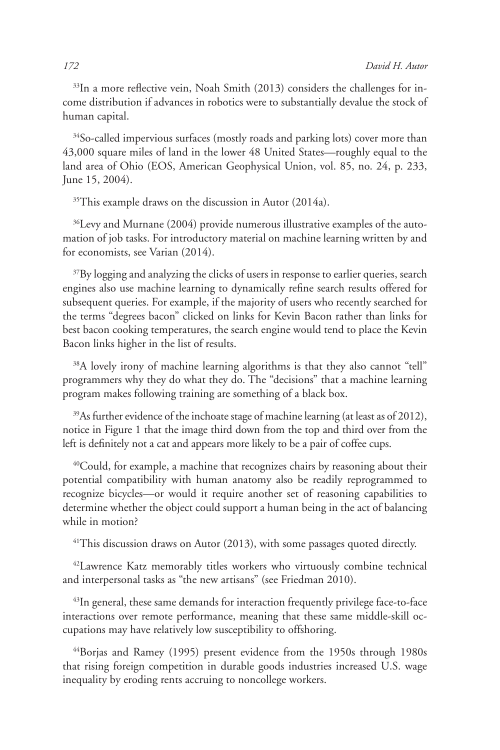[33]In a more reflective vein, Noah Smith (2013) considers the challenges for income distribution if advances in robotics were to substantially devalue the stock of human capital.

[34]So-called impervious surfaces (mostly roads and parking lots) cover more than 43,000 square miles of land in the lower 48 United States—roughly equal to the land area of Ohio (EOS, American Geophysical Union, vol. 85, no. 24, p. 233, June 15, 2004).

[35]This example draws on the discussion in Autor (2014a).

[36]Levy and Murnane (2004) provide numerous illustrative examples of the automation of job tasks. For introductory material on machine learning written by and for economists, see Varian (2014).

[37]By logging and analyzing the clicks of users in response to earlier queries, search engines also use machine learning to dynamically refine search results offered for subsequent queries. For example, if the majority of users who recently searched for the terms "degrees bacon" clicked on links for Kevin Bacon rather than links for best bacon cooking temperatures, the search engine would tend to place the Kevin Bacon links higher in the list of results.

[38]A lovely irony of machine learning algorithms is that they also cannot "tell" programmers why they do what they do. The "decisions" that a machine learning program makes following training are something of a black box.

[39]As further evidence of the inchoate stage of machine learning (at least as of 2012), notice in Figure 1 that the image third down from the top and third over from the left is definitely not a cat and appears more likely to be a pair of coffee cups.

[40]Could, for example, a machine that recognizes chairs by reasoning about their potential compatibility with human anatomy also be readily reprogrammed to recognize bicycles—or would it require another set of reasoning capabilities to determine whether the object could support a human being in the act of balancing while in motion?

[41]This discussion draws on Autor (2013), with some passages quoted directly.

[42]Lawrence Katz memorably titles workers who virtuously combine technical and interpersonal tasks as "the new artisans" (see Friedman 2010).

[43]In general, these same demands for interaction frequently privilege face-to-face interactions over remote performance, meaning that these same middle-skill occupations may have relatively low susceptibility to offshoring.

[44]Borjas and Ramey (1995) present evidence from the 1950s through 1980s that rising foreign competition in durable goods industries increased U.S. wage inequality by eroding rents accruing to noncollege workers.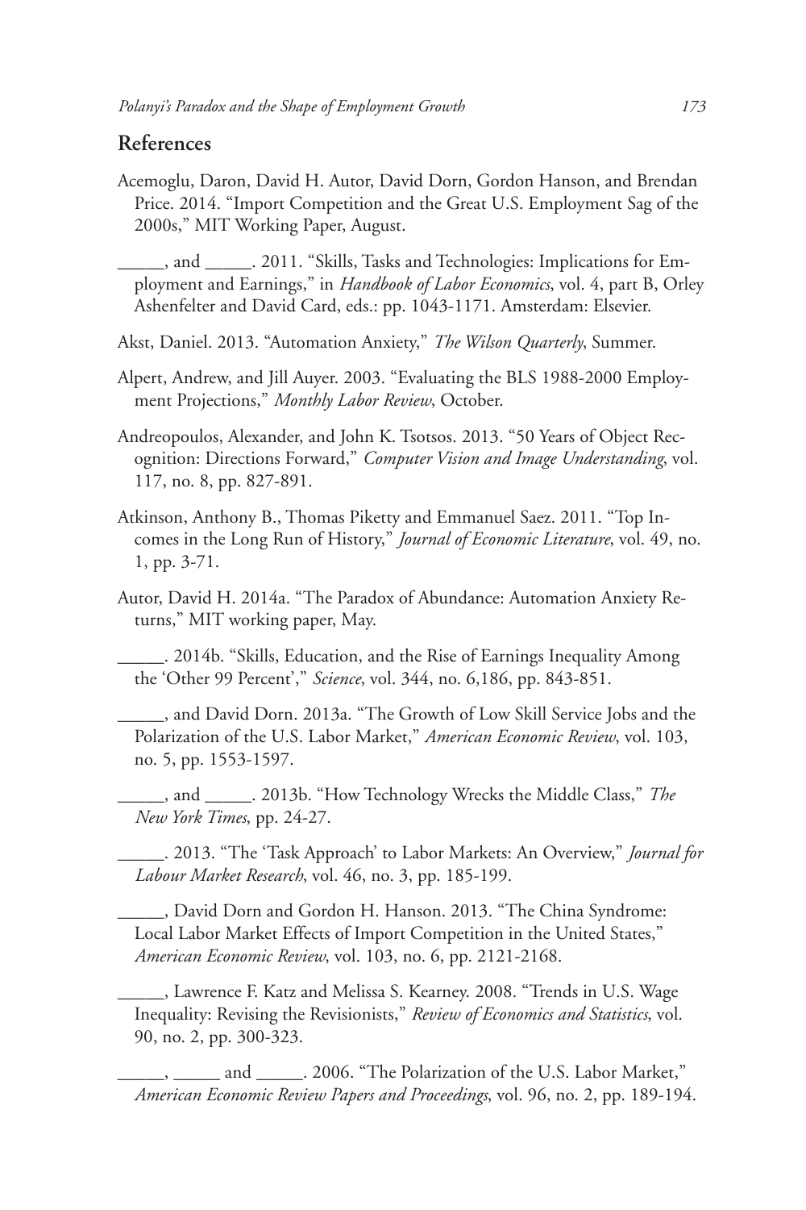## References

Acemoglu, Daron, David H. Autor, David Dorn, Gordon Hanson, and Brendan Price. 2014. "Import Competition and the Great U.S. Employment Sag of the 2000s," MIT Working Paper, August.

_____, and _____. 2011. "Skills, Tasks and Technologies: Implications for Employment and Earnings," in *Handbook of Labor Economics*, vol. 4, part B, Orley Ashenfelter and David Card, eds.: pp. 1043-1171. Amsterdam: Elsevier.

Akst, Daniel. 2013. "Automation Anxiety," *The Wilson Quarterly*, Summer.

Alpert, Andrew, and Jill Auyer. 2003. "Evaluating the BLS 1988-2000 Employment Projections," *Monthly Labor Review*, October.

Andreopoulos, Alexander, and John K. Tsotsos. 2013. "50 Years of Object Recognition: Directions Forward," *Computer Vision and Image Understanding*, vol. 117, no. 8, pp. 827-891.

Atkinson, Anthony B., Thomas Piketty and Emmanuel Saez. 2011. "Top Incomes in the Long Run of History," *Journal of Economic Literature*, vol. 49, no. 1, pp. 3-71.

Autor, David H. 2014a. "The Paradox of Abundance: Automation Anxiety Returns," MIT working paper, May.

_____. 2014b. "Skills, Education, and the Rise of Earnings Inequality Among the 'Other 99 Percent'," *Science*, vol. 344, no. 6,186, pp. 843-851.

_____, and David Dorn. 2013a. "The Growth of Low Skill Service Jobs and the Polarization of the U.S. Labor Market," *American Economic Review*, vol. 103, no. 5, pp. 1553-1597.

_____, and _____. 2013b. "How Technology Wrecks the Middle Class," *The New York Times*, pp. 24-27.

_____. 2013. "The 'Task Approach' to Labor Markets: An Overview," *Journal for Labour Market Research*, vol. 46, no. 3, pp. 185-199.

_____, David Dorn and Gordon H. Hanson. 2013. "The China Syndrome: Local Labor Market Effects of Import Competition in the United States," *American Economic Review*, vol. 103, no. 6, pp. 2121-2168.

_____, Lawrence F. Katz and Melissa S. Kearney. 2008. "Trends in U.S. Wage Inequality: Revising the Revisionists," *Review of Economics and Statistics*, vol. 90, no. 2, pp. 300-323.

_____, _____ and _____. 2006. "The Polarization of the U.S. Labor Market," *American Economic Review Papers and Proceedings*, vol. 96, no. 2, pp. 189-194.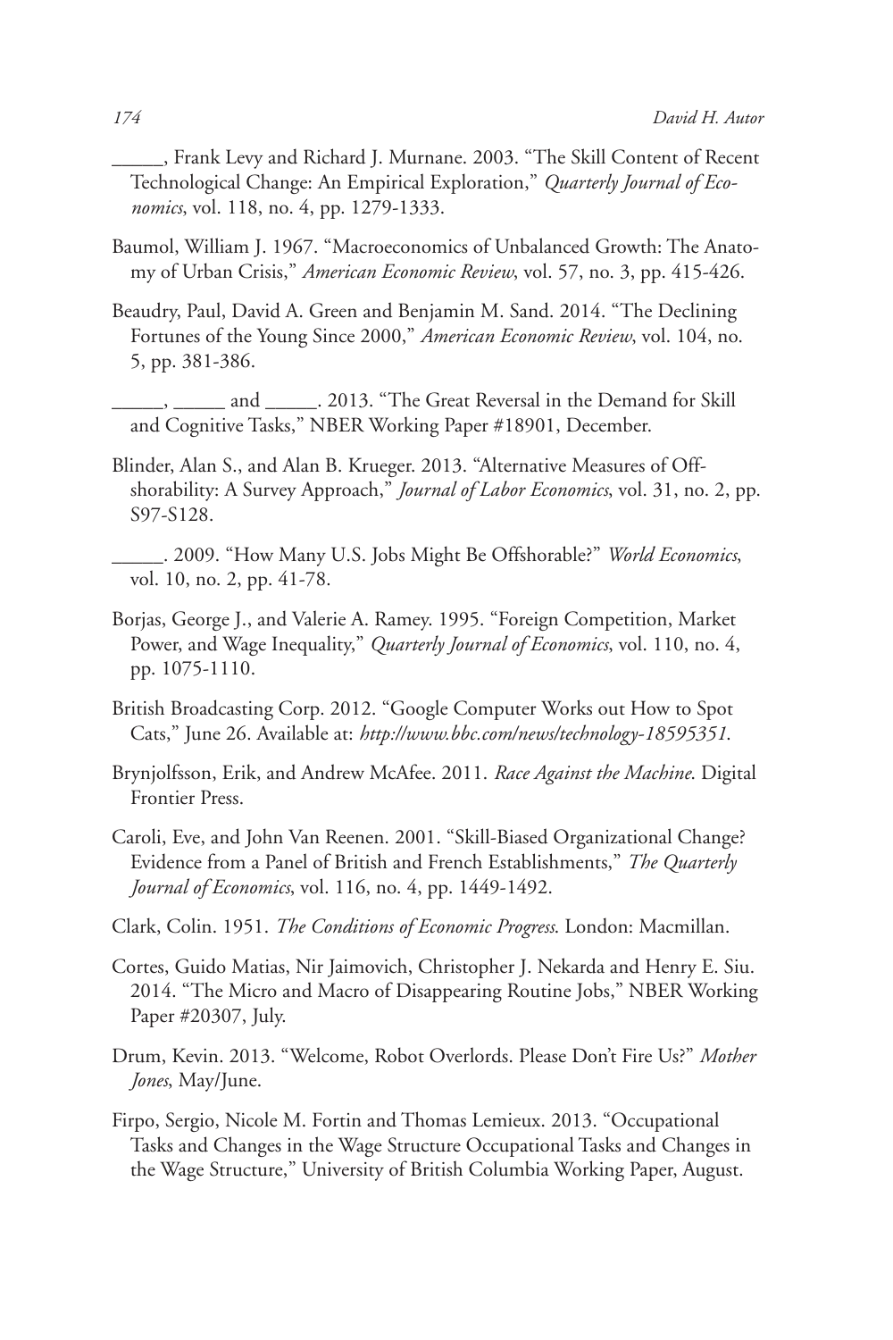\_\_\_\_\_, Frank Levy and Richard J. Murnane. 2003. "The Skill Content of Recent Technological Change: An Empirical Exploration," *Quarterly Journal of Economics*, vol. 118, no. 4, pp. 1279-1333.

Baumol, William J. 1967. "Macroeconomics of Unbalanced Growth: The Anatomy of Urban Crisis," *American Economic Review*, vol. 57, no. 3, pp. 415-426.

Beaudry, Paul, David A. Green and Benjamin M. Sand. 2014. "The Declining Fortunes of the Young Since 2000," *American Economic Review*, vol. 104, no. 5, pp. 381-386.

\_\_\_\_\_, \_\_\_\_\_ and \_\_\_\_\_. 2013. "The Great Reversal in the Demand for Skill and Cognitive Tasks," NBER Working Paper #18901, December.

Blinder, Alan S., and Alan B. Krueger. 2013. "Alternative Measures of Offshorability: A Survey Approach," *Journal of Labor Economics*, vol. 31, no. 2, pp. S97-S128.

\_\_\_\_\_. 2009. "How Many U.S. Jobs Might Be Offshorable?" *World Economics*, vol. 10, no. 2, pp. 41-78.

Borjas, George J., and Valerie A. Ramey. 1995. "Foreign Competition, Market Power, and Wage Inequality," *Quarterly Journal of Economics*, vol. 110, no. 4, pp. 1075-1110.

British Broadcasting Corp. 2012. "Google Computer Works out How to Spot Cats," June 26. Available at: *http://www.bbc.com/news/technology-18595351*.

Brynjolfsson, Erik, and Andrew McAfee. 2011. *Race Against the Machine*. Digital Frontier Press.

Caroli, Eve, and John Van Reenen. 2001. "Skill-Biased Organizational Change? Evidence from a Panel of British and French Establishments," *The Quarterly Journal of Economics*, vol. 116, no. 4, pp. 1449-1492.

Clark, Colin. 1951. *The Conditions of Economic Progress*. London: Macmillan.

Cortes, Guido Matias, Nir Jaimovich, Christopher J. Nekarda and Henry E. Siu. 2014. "The Micro and Macro of Disappearing Routine Jobs," NBER Working Paper #20307, July.

Drum, Kevin. 2013. "Welcome, Robot Overlords. Please Don't Fire Us?" *Mother Jones*, May/June.

Firpo, Sergio, Nicole M. Fortin and Thomas Lemieux. 2013. "Occupational Tasks and Changes in the Wage Structure Occupational Tasks and Changes in the Wage Structure," University of British Columbia Working Paper, August.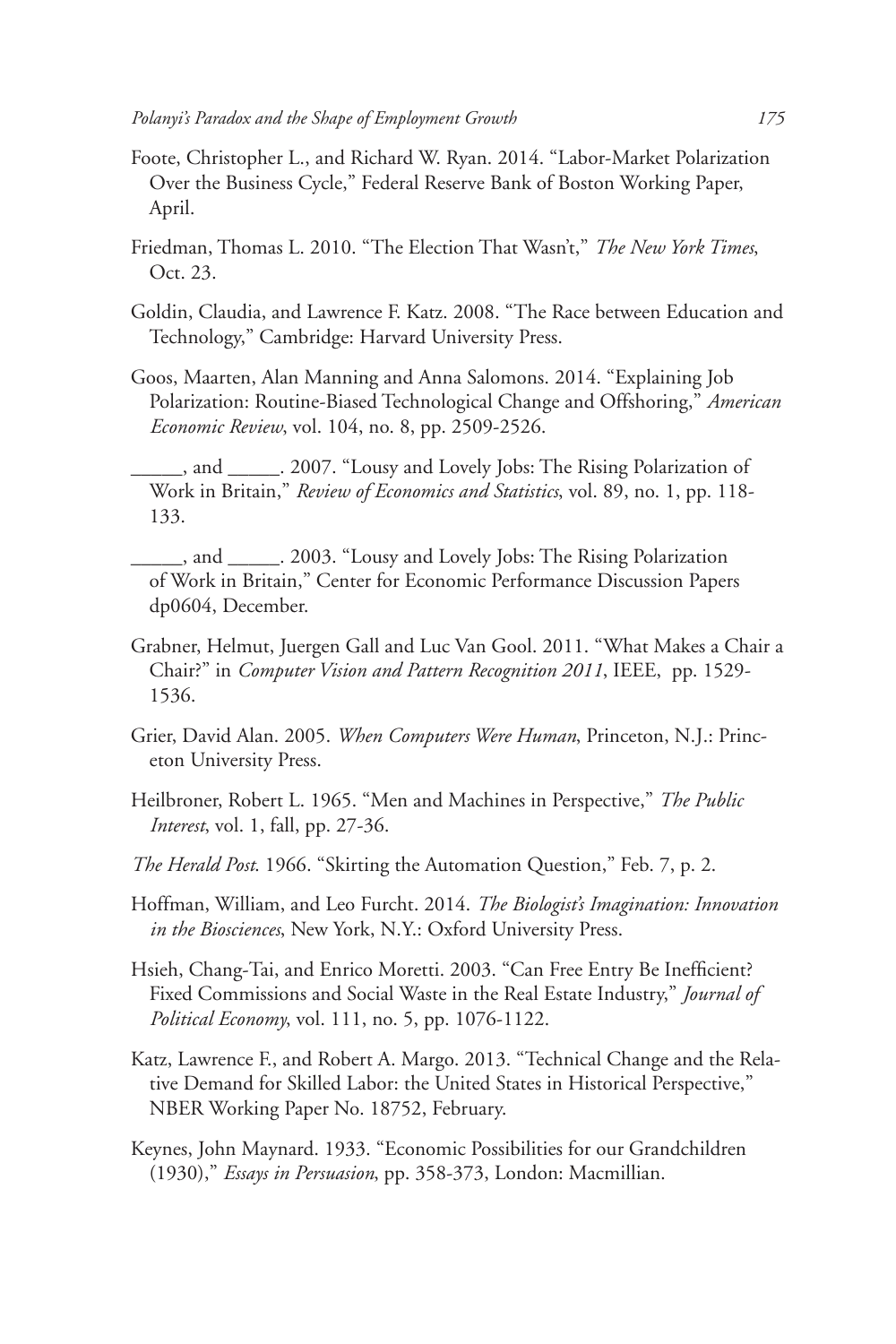Foote, Christopher L., and Richard W. Ryan. 2014. “Labor-Market Polarization Over the Business Cycle,” Federal Reserve Bank of Boston Working Paper, April.

Friedman, Thomas L. 2010. “The Election That Wasn’t,” *The New York Times*, Oct. 23.

Goldin, Claudia, and Lawrence F. Katz. 2008. “The Race between Education and Technology,” Cambridge: Harvard University Press.

Goos, Maarten, Alan Manning and Anna Salomons. 2014. “Explaining Job Polarization: Routine-Biased Technological Change and Offshoring,” *American Economic Review*, vol. 104, no. 8, pp. 2509-2526.

_____, and _____. 2007. “Lousy and Lovely Jobs: The Rising Polarization of Work in Britain,” *Review of Economics and Statistics*, vol. 89, no. 1, pp. 118-133.

_____, and _____. 2003. “Lousy and Lovely Jobs: The Rising Polarization of Work in Britain,” Center for Economic Performance Discussion Papers dp0604, December.

Grabner, Helmut, Juergen Gall and Luc Van Gool. 2011. “What Makes a Chair a Chair?” in *Computer Vision and Pattern Recognition 2011*, IEEE, pp. 1529-1536.

Grier, David Alan. 2005. *When Computers Were Human*, Princeton, N.J.: Princeton University Press.

Heilbroner, Robert L. 1965. “Men and Machines in Perspective,” *The Public Interest*, vol. 1, fall, pp. 27-36.

*The Herald Post*. 1966. “Skirting the Automation Question,” Feb. 7, p. 2.

Hoffman, William, and Leo Furcht. 2014. *The Biologist’s Imagination: Innovation in the Biosciences*, New York, N.Y.: Oxford University Press.

Hsieh, Chang-Tai, and Enrico Moretti. 2003. “Can Free Entry Be Inefficient? Fixed Commissions and Social Waste in the Real Estate Industry,” *Journal of Political Economy*, vol. 111, no. 5, pp. 1076-1122.

Katz, Lawrence F., and Robert A. Margo. 2013. “Technical Change and the Relative Demand for Skilled Labor: the United States in Historical Perspective,” NBER Working Paper No. 18752, February.

Keynes, John Maynard. 1933. “Economic Possibilities for our Grandchildren (1930),” *Essays in Persuasion*, pp. 358-373, London: Macmillian.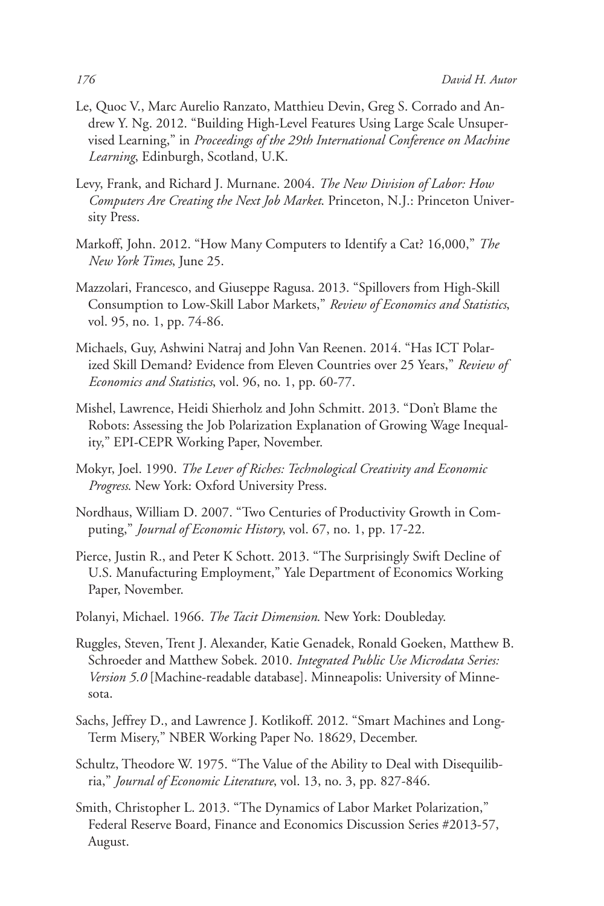Le, Quoc V., Marc Aurelio Ranzato, Matthieu Devin, Greg S. Corrado and Andrew Y. Ng. 2012. "Building High-Level Features Using Large Scale Unsupervised Learning," in *Proceedings of the 29th International Conference on Machine Learning*, Edinburgh, Scotland, U.K.

Levy, Frank, and Richard J. Murnane. 2004. *The New Division of Labor: How Computers Are Creating the Next Job Market*. Princeton, N.J.: Princeton University Press.

Markoff, John. 2012. "How Many Computers to Identify a Cat? 16,000," *The New York Times*, June 25.

Mazzolari, Francesco, and Giuseppe Ragusa. 2013. "Spillovers from High-Skill Consumption to Low-Skill Labor Markets," *Review of Economics and Statistics*, vol. 95, no. 1, pp. 74-86.

Michaels, Guy, Ashwini Natraj and John Van Reenen. 2014. "Has ICT Polarized Skill Demand? Evidence from Eleven Countries over 25 Years," *Review of Economics and Statistics*, vol. 96, no. 1, pp. 60-77.

Mishel, Lawrence, Heidi Shierholz and John Schmitt. 2013. "Don't Blame the Robots: Assessing the Job Polarization Explanation of Growing Wage Inequality," EPI-CEPR Working Paper, November.

Mokyr, Joel. 1990. *The Lever of Riches: Technological Creativity and Economic Progress*. New York: Oxford University Press.

Nordhaus, William D. 2007. "Two Centuries of Productivity Growth in Computing," *Journal of Economic History*, vol. 67, no. 1, pp. 17-22.

Pierce, Justin R., and Peter K Schott. 2013. "The Surprisingly Swift Decline of U.S. Manufacturing Employment," Yale Department of Economics Working Paper, November.

Polanyi, Michael. 1966. *The Tacit Dimension*. New York: Doubleday.

Ruggles, Steven, Trent J. Alexander, Katie Genadek, Ronald Goeken, Matthew B. Schroeder and Matthew Sobek. 2010. *Integrated Public Use Microdata Series: Version 5.0* [Machine-readable database]. Minneapolis: University of Minnesota.

Sachs, Jeffrey D., and Lawrence J. Kotlikoff. 2012. "Smart Machines and Long-Term Misery," NBER Working Paper No. 18629, December.

Schultz, Theodore W. 1975. "The Value of the Ability to Deal with Disequilibria," *Journal of Economic Literature*, vol. 13, no. 3, pp. 827-846.

Smith, Christopher L. 2013. "The Dynamics of Labor Market Polarization," Federal Reserve Board, Finance and Economics Discussion Series #2013-57, August.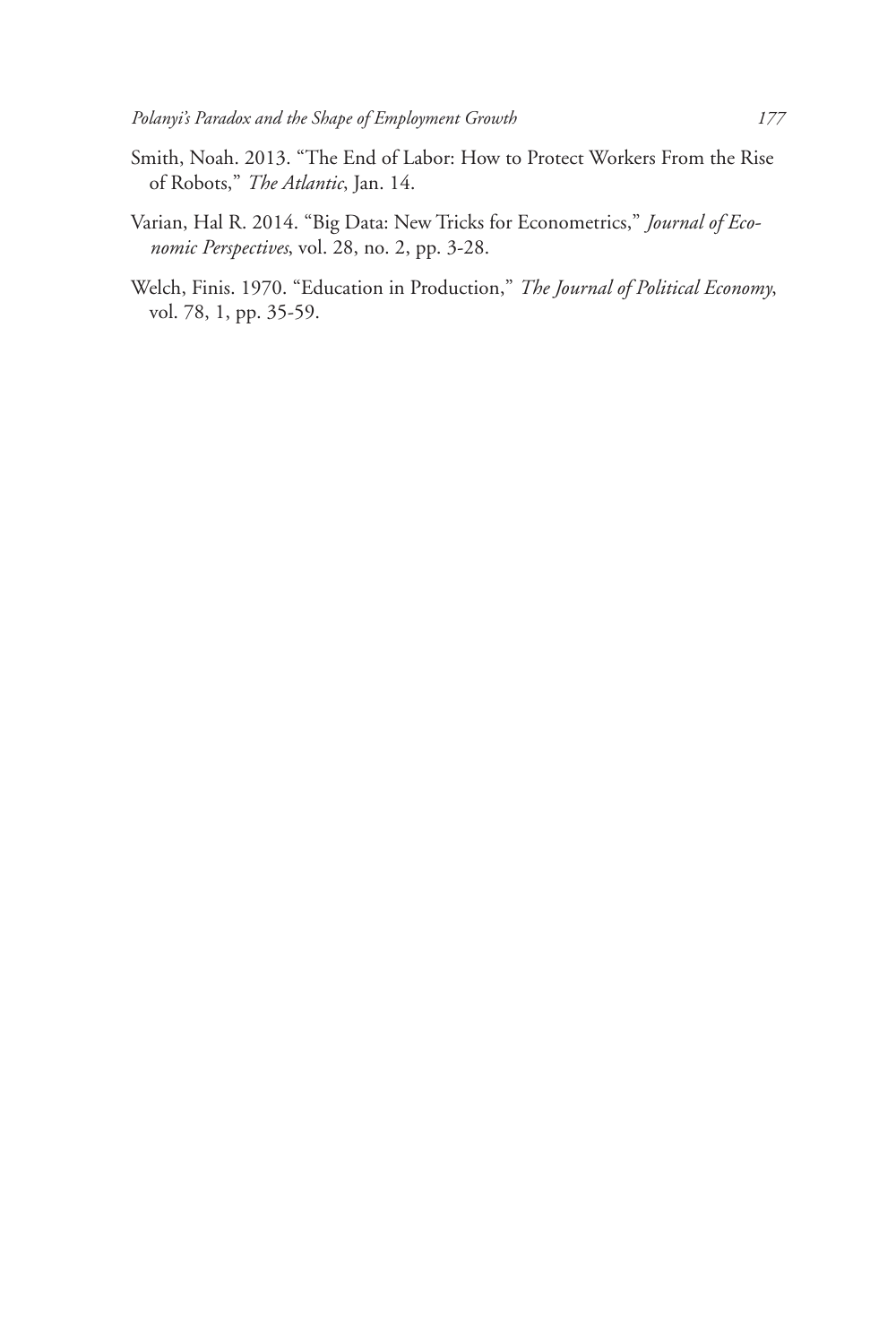Smith, Noah. 2013. "The End of Labor: How to Protect Workers From the Rise of Robots," *The Atlantic*, Jan. 14.

Varian, Hal R. 2014. "Big Data: New Tricks for Econometrics," *Journal of Economic Perspectives*, vol. 28, no. 2, pp. 3-28.

Welch, Finis. 1970. "Education in Production," *The Journal of Political Economy*, vol. 78, 1, pp. 35-59.